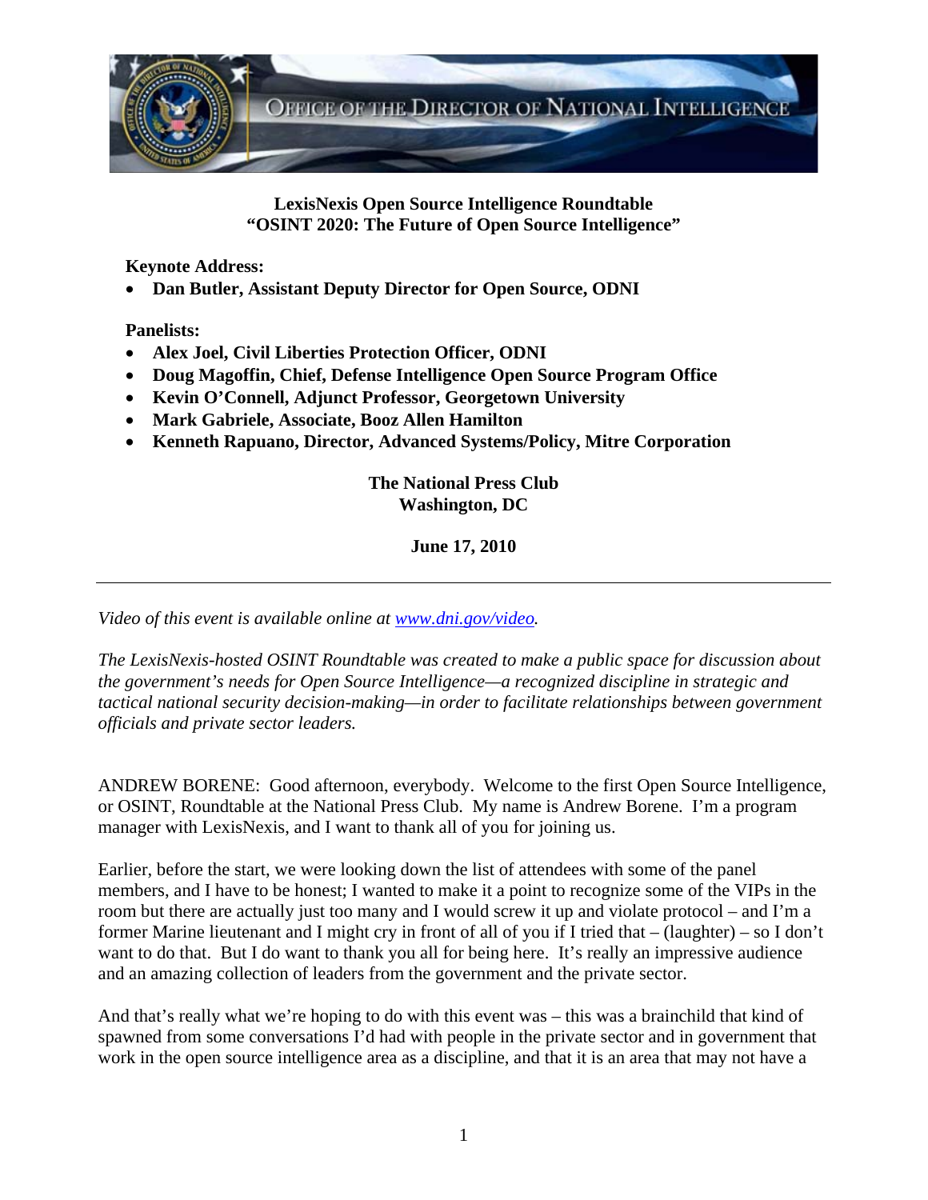Office of the Director of National Intelligence

**LexisNexis Open Source Intelligence Roundtable**
**"OSINT 2020: The Future of Open Source Intelligence"**

**Keynote Address:**

- **Dan Butler, Assistant Deputy Director for Open Source, ODNI**

**Panelists:**

- **Alex Joel, Civil Liberties Protection Officer, ODNI**
- **Doug Magoffin, Chief, Defense Intelligence Open Source Program Office**
- **Kevin O'Connell, Adjunct Professor, Georgetown University**
- **Mark Gabriele, Associate, Booz Allen Hamilton**
- **Kenneth Rapuano, Director, Advanced Systems/Policy, Mitre Corporation**

**The National Press Club**
**Washington, DC**

**June 17, 2010**

---

*Video of this event is available online at [www.dni.gov/video](www.dni.gov/video).*

*The LexisNexis-hosted OSINT Roundtable was created to make a public space for discussion about the government's needs for Open Source Intelligence—a recognized discipline in strategic and tactical national security decision-making—in order to facilitate relationships between government officials and private sector leaders.*

ANDREW BORENE: Good afternoon, everybody. Welcome to the first Open Source Intelligence, or OSINT, Roundtable at the National Press Club. My name is Andrew Borene. I'm a program manager with LexisNexis, and I want to thank all of you for joining us.

Earlier, before the start, we were looking down the list of attendees with some of the panel members, and I have to be honest; I wanted to make it a point to recognize some of the VIPs in the room but there are actually just too many and I would screw it up and violate protocol – and I'm a former Marine lieutenant and I might cry in front of all of you if I tried that – (laughter) – so I don't want to do that. But I do want to thank you all for being here. It's really an impressive audience and an amazing collection of leaders from the government and the private sector.

And that's really what we're hoping to do with this event was – this was a brainchild that kind of spawned from some conversations I'd had with people in the private sector and in government that work in the open source intelligence area as a discipline, and that it is an area that may not have a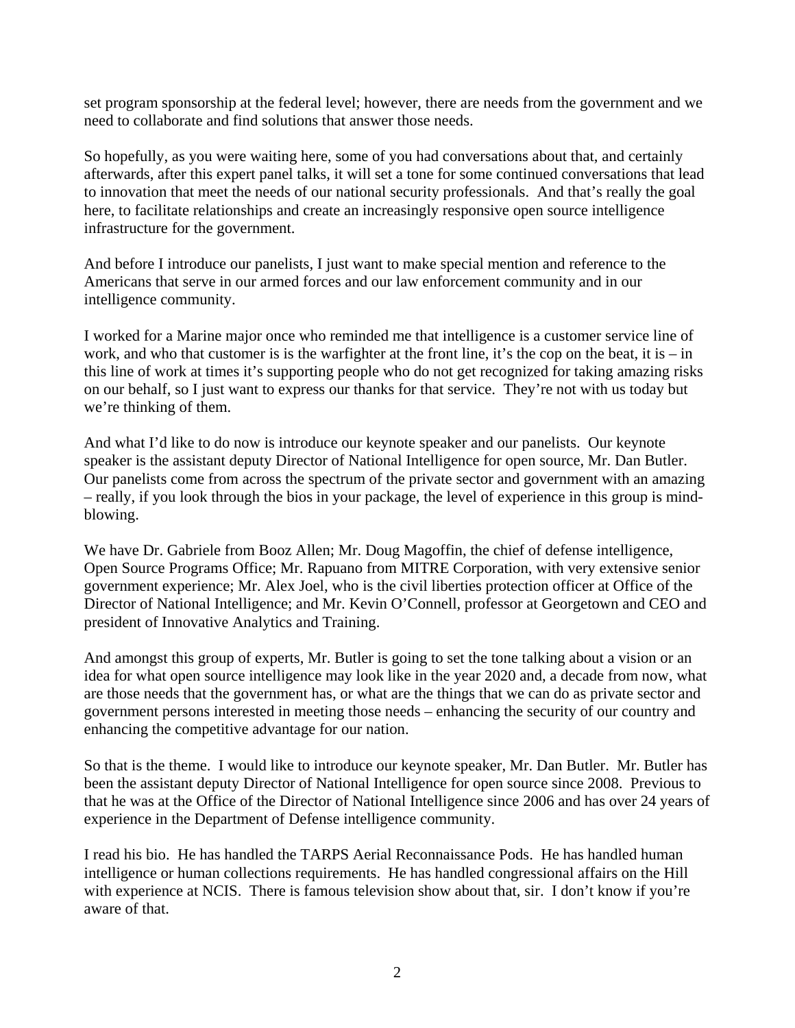set program sponsorship at the federal level; however, there are needs from the government and we need to collaborate and find solutions that answer those needs.

So hopefully, as you were waiting here, some of you had conversations about that, and certainly afterwards, after this expert panel talks, it will set a tone for some continued conversations that lead to innovation that meet the needs of our national security professionals. And that's really the goal here, to facilitate relationships and create an increasingly responsive open source intelligence infrastructure for the government.

And before I introduce our panelists, I just want to make special mention and reference to the Americans that serve in our armed forces and our law enforcement community and in our intelligence community.

I worked for a Marine major once who reminded me that intelligence is a customer service line of work, and who that customer is is the warfighter at the front line, it's the cop on the beat, it is – in this line of work at times it's supporting people who do not get recognized for taking amazing risks on our behalf, so I just want to express our thanks for that service. They're not with us today but we're thinking of them.

And what I'd like to do now is introduce our keynote speaker and our panelists. Our keynote speaker is the assistant deputy Director of National Intelligence for open source, Mr. Dan Butler. Our panelists come from across the spectrum of the private sector and government with an amazing – really, if you look through the bios in your package, the level of experience in this group is mind-blowing.

We have Dr. Gabriele from Booz Allen; Mr. Doug Magoffin, the chief of defense intelligence, Open Source Programs Office; Mr. Rapuano from MITRE Corporation, with very extensive senior government experience; Mr. Alex Joel, who is the civil liberties protection officer at Office of the Director of National Intelligence; and Mr. Kevin O'Connell, professor at Georgetown and CEO and president of Innovative Analytics and Training.

And amongst this group of experts, Mr. Butler is going to set the tone talking about a vision or an idea for what open source intelligence may look like in the year 2020 and, a decade from now, what are those needs that the government has, or what are the things that we can do as private sector and government persons interested in meeting those needs – enhancing the security of our country and enhancing the competitive advantage for our nation.

So that is the theme. I would like to introduce our keynote speaker, Mr. Dan Butler. Mr. Butler has been the assistant deputy Director of National Intelligence for open source since 2008. Previous to that he was at the Office of the Director of National Intelligence since 2006 and has over 24 years of experience in the Department of Defense intelligence community.

I read his bio. He has handled the TARPS Aerial Reconnaissance Pods. He has handled human intelligence or human collections requirements. He has handled congressional affairs on the Hill with experience at NCIS. There is famous television show about that, sir. I don't know if you're aware of that.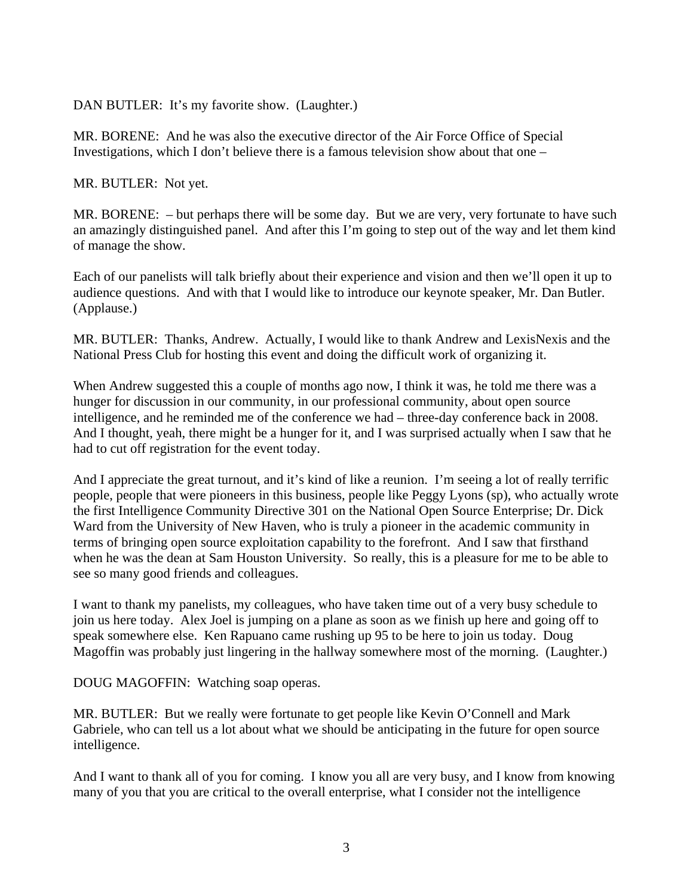DAN BUTLER: It's my favorite show. (Laughter.)

MR. BORENE: And he was also the executive director of the Air Force Office of Special Investigations, which I don't believe there is a famous television show about that one –

MR. BUTLER: Not yet.

MR. BORENE: – but perhaps there will be some day. But we are very, very fortunate to have such an amazingly distinguished panel. And after this I'm going to step out of the way and let them kind of manage the show.

Each of our panelists will talk briefly about their experience and vision and then we'll open it up to audience questions. And with that I would like to introduce our keynote speaker, Mr. Dan Butler. (Applause.)

MR. BUTLER: Thanks, Andrew. Actually, I would like to thank Andrew and LexisNexis and the National Press Club for hosting this event and doing the difficult work of organizing it.

When Andrew suggested this a couple of months ago now, I think it was, he told me there was a hunger for discussion in our community, in our professional community, about open source intelligence, and he reminded me of the conference we had – three-day conference back in 2008. And I thought, yeah, there might be a hunger for it, and I was surprised actually when I saw that he had to cut off registration for the event today.

And I appreciate the great turnout, and it's kind of like a reunion. I'm seeing a lot of really terrific people, people that were pioneers in this business, people like Peggy Lyons (sp), who actually wrote the first Intelligence Community Directive 301 on the National Open Source Enterprise; Dr. Dick Ward from the University of New Haven, who is truly a pioneer in the academic community in terms of bringing open source exploitation capability to the forefront. And I saw that firsthand when he was the dean at Sam Houston University. So really, this is a pleasure for me to be able to see so many good friends and colleagues.

I want to thank my panelists, my colleagues, who have taken time out of a very busy schedule to join us here today. Alex Joel is jumping on a plane as soon as we finish up here and going off to speak somewhere else. Ken Rapuano came rushing up 95 to be here to join us today. Doug Magoffin was probably just lingering in the hallway somewhere most of the morning. (Laughter.)

DOUG MAGOFFIN: Watching soap operas.

MR. BUTLER: But we really were fortunate to get people like Kevin O'Connell and Mark Gabriele, who can tell us a lot about what we should be anticipating in the future for open source intelligence.

And I want to thank all of you for coming. I know you all are very busy, and I know from knowing many of you that you are critical to the overall enterprise, what I consider not the intelligence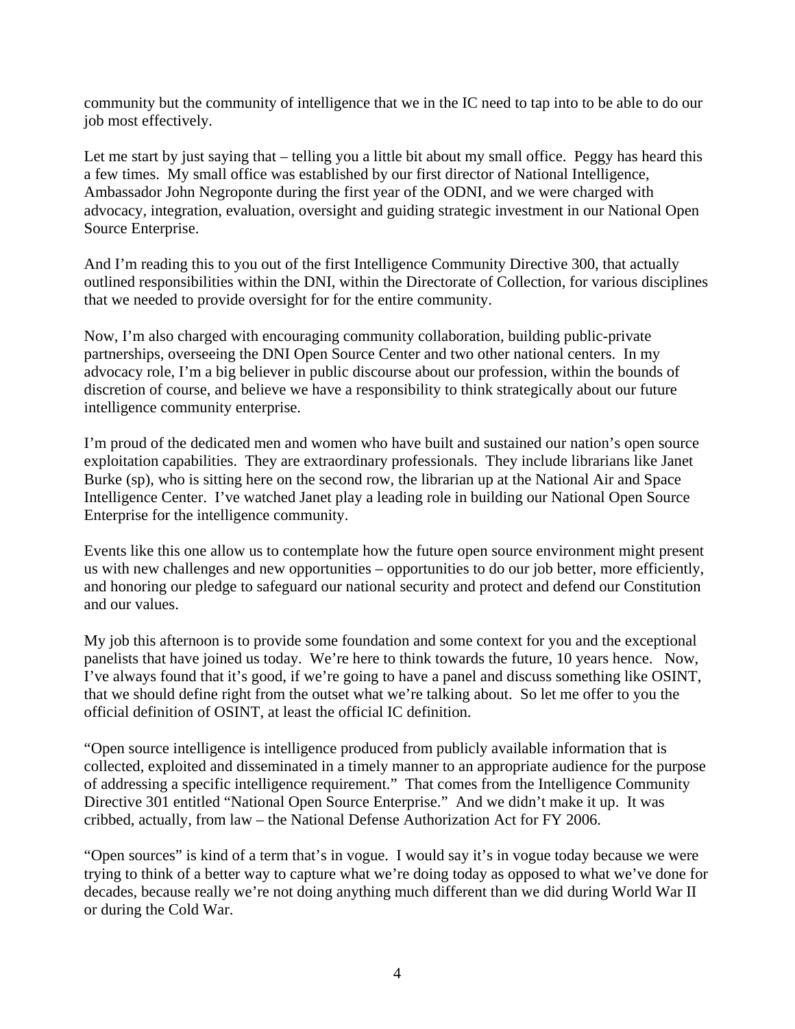community but the community of intelligence that we in the IC need to tap into to be able to do our job most effectively.

Let me start by just saying that – telling you a little bit about my small office. Peggy has heard this a few times. My small office was established by our first director of National Intelligence, Ambassador John Negroponte during the first year of the ODNI, and we were charged with advocacy, integration, evaluation, oversight and guiding strategic investment in our National Open Source Enterprise.

And I'm reading this to you out of the first Intelligence Community Directive 300, that actually outlined responsibilities within the DNI, within the Directorate of Collection, for various disciplines that we needed to provide oversight for for the entire community.

Now, I'm also charged with encouraging community collaboration, building public-private partnerships, overseeing the DNI Open Source Center and two other national centers. In my advocacy role, I'm a big believer in public discourse about our profession, within the bounds of discretion of course, and believe we have a responsibility to think strategically about our future intelligence community enterprise.

I'm proud of the dedicated men and women who have built and sustained our nation's open source exploitation capabilities. They are extraordinary professionals. They include librarians like Janet Burke (sp), who is sitting here on the second row, the librarian up at the National Air and Space Intelligence Center. I've watched Janet play a leading role in building our National Open Source Enterprise for the intelligence community.

Events like this one allow us to contemplate how the future open source environment might present us with new challenges and new opportunities – opportunities to do our job better, more efficiently, and honoring our pledge to safeguard our national security and protect and defend our Constitution and our values.

My job this afternoon is to provide some foundation and some context for you and the exceptional panelists that have joined us today. We're here to think towards the future, 10 years hence. Now, I've always found that it's good, if we're going to have a panel and discuss something like OSINT, that we should define right from the outset what we're talking about. So let me offer to you the official definition of OSINT, at least the official IC definition.

"Open source intelligence is intelligence produced from publicly available information that is collected, exploited and disseminated in a timely manner to an appropriate audience for the purpose of addressing a specific intelligence requirement." That comes from the Intelligence Community Directive 301 entitled "National Open Source Enterprise." And we didn't make it up. It was cribbed, actually, from law – the National Defense Authorization Act for FY 2006.

"Open sources" is kind of a term that's in vogue. I would say it's in vogue today because we were trying to think of a better way to capture what we're doing today as opposed to what we've done for decades, because really we're not doing anything much different than we did during World War II or during the Cold War.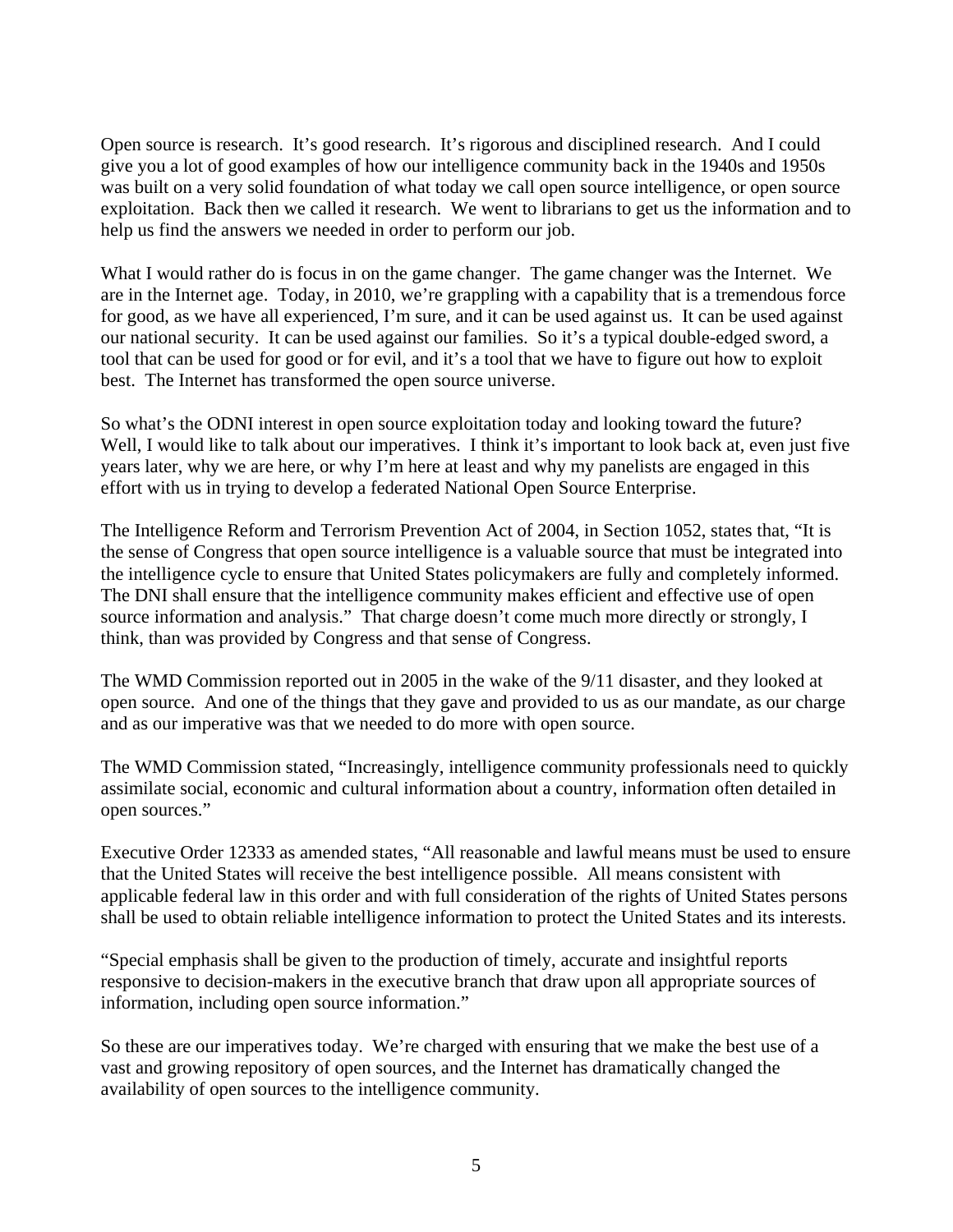Open source is research. It's good research. It's rigorous and disciplined research. And I could give you a lot of good examples of how our intelligence community back in the 1940s and 1950s was built on a very solid foundation of what today we call open source intelligence, or open source exploitation. Back then we called it research. We went to librarians to get us the information and to help us find the answers we needed in order to perform our job.

What I would rather do is focus in on the game changer. The game changer was the Internet. We are in the Internet age. Today, in 2010, we're grappling with a capability that is a tremendous force for good, as we have all experienced, I'm sure, and it can be used against us. It can be used against our national security. It can be used against our families. So it's a typical double-edged sword, a tool that can be used for good or for evil, and it's a tool that we have to figure out how to exploit best. The Internet has transformed the open source universe.

So what's the ODNI interest in open source exploitation today and looking toward the future? Well, I would like to talk about our imperatives. I think it's important to look back at, even just five years later, why we are here, or why I'm here at least and why my panelists are engaged in this effort with us in trying to develop a federated National Open Source Enterprise.

The Intelligence Reform and Terrorism Prevention Act of 2004, in Section 1052, states that, "It is the sense of Congress that open source intelligence is a valuable source that must be integrated into the intelligence cycle to ensure that United States policymakers are fully and completely informed. The DNI shall ensure that the intelligence community makes efficient and effective use of open source information and analysis." That charge doesn't come much more directly or strongly, I think, than was provided by Congress and that sense of Congress.

The WMD Commission reported out in 2005 in the wake of the 9/11 disaster, and they looked at open source. And one of the things that they gave and provided to us as our mandate, as our charge and as our imperative was that we needed to do more with open source.

The WMD Commission stated, "Increasingly, intelligence community professionals need to quickly assimilate social, economic and cultural information about a country, information often detailed in open sources."

Executive Order 12333 as amended states, "All reasonable and lawful means must be used to ensure that the United States will receive the best intelligence possible. All means consistent with applicable federal law in this order and with full consideration of the rights of United States persons shall be used to obtain reliable intelligence information to protect the United States and its interests.

"Special emphasis shall be given to the production of timely, accurate and insightful reports responsive to decision-makers in the executive branch that draw upon all appropriate sources of information, including open source information."

So these are our imperatives today. We're charged with ensuring that we make the best use of a vast and growing repository of open sources, and the Internet has dramatically changed the availability of open sources to the intelligence community.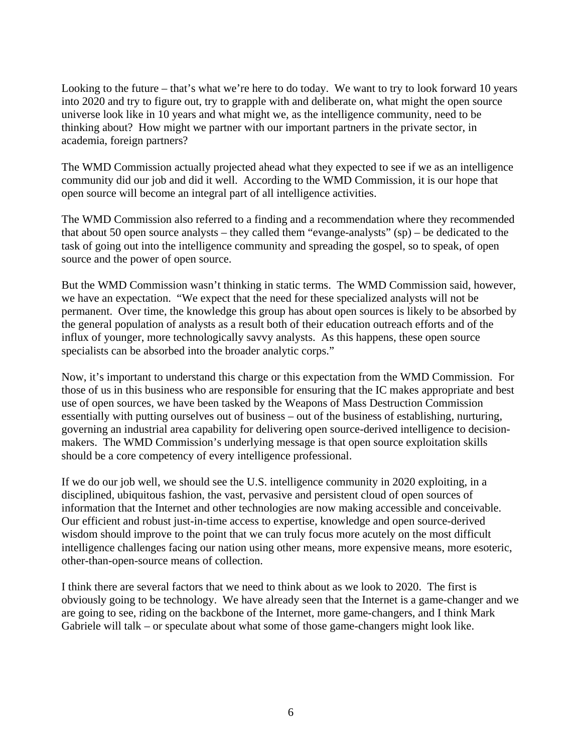Looking to the future – that's what we're here to do today. We want to try to look forward 10 years into 2020 and try to figure out, try to grapple with and deliberate on, what might the open source universe look like in 10 years and what might we, as the intelligence community, need to be thinking about? How might we partner with our important partners in the private sector, in academia, foreign partners?

The WMD Commission actually projected ahead what they expected to see if we as an intelligence community did our job and did it well. According to the WMD Commission, it is our hope that open source will become an integral part of all intelligence activities.

The WMD Commission also referred to a finding and a recommendation where they recommended that about 50 open source analysts – they called them "evange-analysts" (sp) – be dedicated to the task of going out into the intelligence community and spreading the gospel, so to speak, of open source and the power of open source.

But the WMD Commission wasn't thinking in static terms. The WMD Commission said, however, we have an expectation. "We expect that the need for these specialized analysts will not be permanent. Over time, the knowledge this group has about open sources is likely to be absorbed by the general population of analysts as a result both of their education outreach efforts and of the influx of younger, more technologically savvy analysts. As this happens, these open source specialists can be absorbed into the broader analytic corps."

Now, it's important to understand this charge or this expectation from the WMD Commission. For those of us in this business who are responsible for ensuring that the IC makes appropriate and best use of open sources, we have been tasked by the Weapons of Mass Destruction Commission essentially with putting ourselves out of business – out of the business of establishing, nurturing, governing an industrial area capability for delivering open source-derived intelligence to decision-makers. The WMD Commission's underlying message is that open source exploitation skills should be a core competency of every intelligence professional.

If we do our job well, we should see the U.S. intelligence community in 2020 exploiting, in a disciplined, ubiquitous fashion, the vast, pervasive and persistent cloud of open sources of information that the Internet and other technologies are now making accessible and conceivable. Our efficient and robust just-in-time access to expertise, knowledge and open source-derived wisdom should improve to the point that we can truly focus more acutely on the most difficult intelligence challenges facing our nation using other means, more expensive means, more esoteric, other-than-open-source means of collection.

I think there are several factors that we need to think about as we look to 2020. The first is obviously going to be technology. We have already seen that the Internet is a game-changer and we are going to see, riding on the backbone of the Internet, more game-changers, and I think Mark Gabriele will talk – or speculate about what some of those game-changers might look like.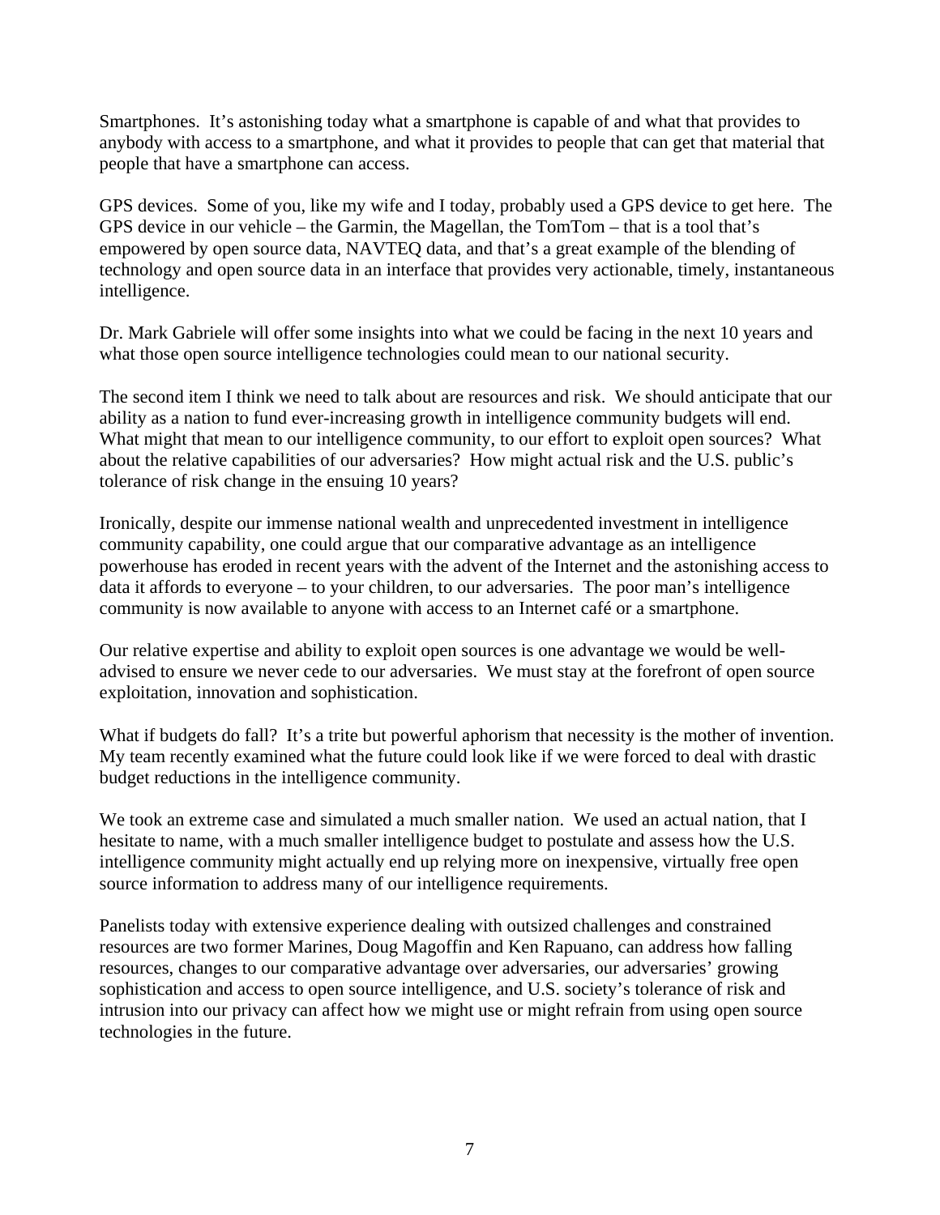Smartphones. It's astonishing today what a smartphone is capable of and what that provides to anybody with access to a smartphone, and what it provides to people that can get that material that people that have a smartphone can access.

GPS devices. Some of you, like my wife and I today, probably used a GPS device to get here. The GPS device in our vehicle – the Garmin, the Magellan, the TomTom – that is a tool that's empowered by open source data, NAVTEQ data, and that's a great example of the blending of technology and open source data in an interface that provides very actionable, timely, instantaneous intelligence.

Dr. Mark Gabriele will offer some insights into what we could be facing in the next 10 years and what those open source intelligence technologies could mean to our national security.

The second item I think we need to talk about are resources and risk. We should anticipate that our ability as a nation to fund ever-increasing growth in intelligence community budgets will end. What might that mean to our intelligence community, to our effort to exploit open sources? What about the relative capabilities of our adversaries? How might actual risk and the U.S. public's tolerance of risk change in the ensuing 10 years?

Ironically, despite our immense national wealth and unprecedented investment in intelligence community capability, one could argue that our comparative advantage as an intelligence powerhouse has eroded in recent years with the advent of the Internet and the astonishing access to data it affords to everyone – to your children, to our adversaries. The poor man's intelligence community is now available to anyone with access to an Internet café or a smartphone.

Our relative expertise and ability to exploit open sources is one advantage we would be well-advised to ensure we never cede to our adversaries. We must stay at the forefront of open source exploitation, innovation and sophistication.

What if budgets do fall? It's a trite but powerful aphorism that necessity is the mother of invention. My team recently examined what the future could look like if we were forced to deal with drastic budget reductions in the intelligence community.

We took an extreme case and simulated a much smaller nation. We used an actual nation, that I hesitate to name, with a much smaller intelligence budget to postulate and assess how the U.S. intelligence community might actually end up relying more on inexpensive, virtually free open source information to address many of our intelligence requirements.

Panelists today with extensive experience dealing with outsized challenges and constrained resources are two former Marines, Doug Magoffin and Ken Rapuano, can address how falling resources, changes to our comparative advantage over adversaries, our adversaries' growing sophistication and access to open source intelligence, and U.S. society's tolerance of risk and intrusion into our privacy can affect how we might use or might refrain from using open source technologies in the future.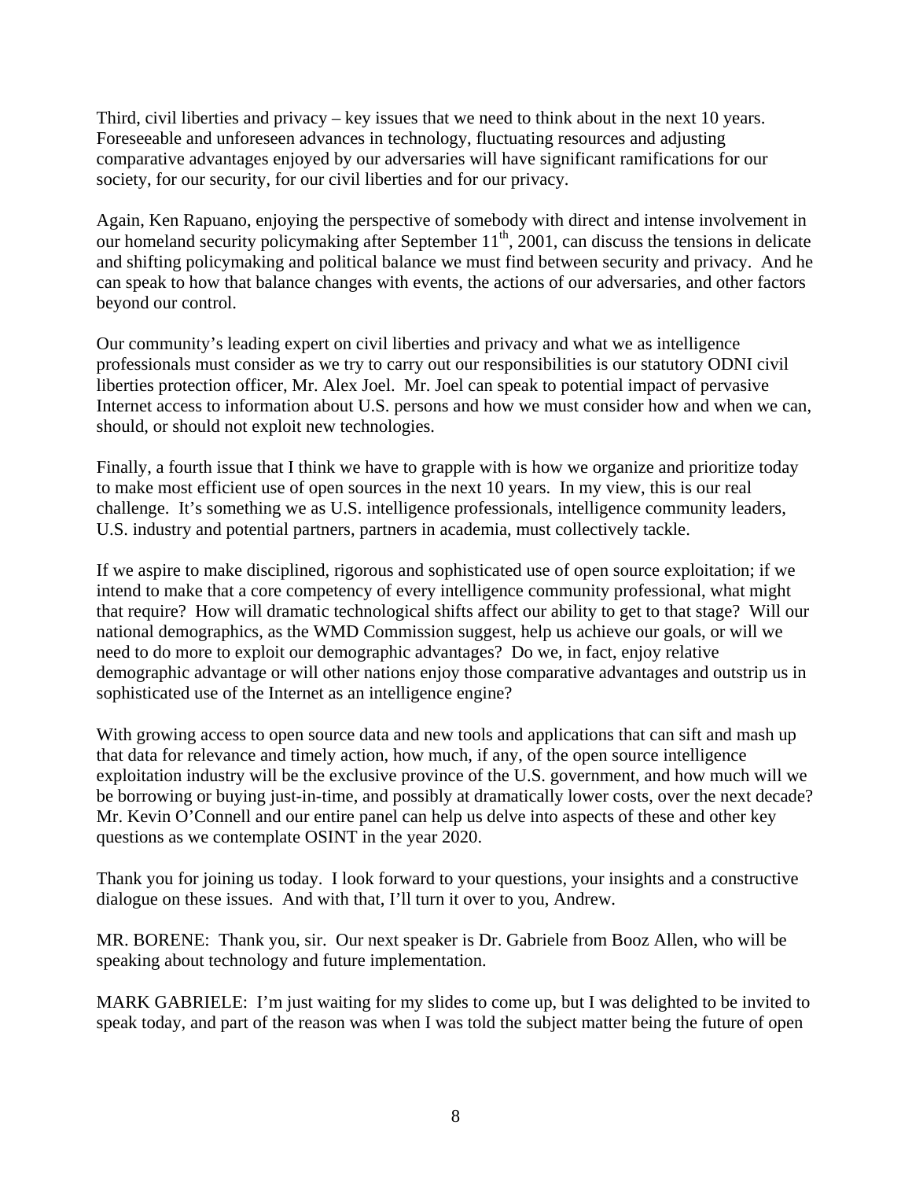Third, civil liberties and privacy – key issues that we need to think about in the next 10 years. Foreseeable and unforeseen advances in technology, fluctuating resources and adjusting comparative advantages enjoyed by our adversaries will have significant ramifications for our society, for our security, for our civil liberties and for our privacy.

Again, Ken Rapuano, enjoying the perspective of somebody with direct and intense involvement in our homeland security policymaking after September 11th, 2001, can discuss the tensions in delicate and shifting policymaking and political balance we must find between security and privacy. And he can speak to how that balance changes with events, the actions of our adversaries, and other factors beyond our control.

Our community's leading expert on civil liberties and privacy and what we as intelligence professionals must consider as we try to carry out our responsibilities is our statutory ODNI civil liberties protection officer, Mr. Alex Joel. Mr. Joel can speak to potential impact of pervasive Internet access to information about U.S. persons and how we must consider how and when we can, should, or should not exploit new technologies.

Finally, a fourth issue that I think we have to grapple with is how we organize and prioritize today to make most efficient use of open sources in the next 10 years. In my view, this is our real challenge. It's something we as U.S. intelligence professionals, intelligence community leaders, U.S. industry and potential partners, partners in academia, must collectively tackle.

If we aspire to make disciplined, rigorous and sophisticated use of open source exploitation; if we intend to make that a core competency of every intelligence community professional, what might that require? How will dramatic technological shifts affect our ability to get to that stage? Will our national demographics, as the WMD Commission suggest, help us achieve our goals, or will we need to do more to exploit our demographic advantages? Do we, in fact, enjoy relative demographic advantage or will other nations enjoy those comparative advantages and outstrip us in sophisticated use of the Internet as an intelligence engine?

With growing access to open source data and new tools and applications that can sift and mash up that data for relevance and timely action, how much, if any, of the open source intelligence exploitation industry will be the exclusive province of the U.S. government, and how much will we be borrowing or buying just-in-time, and possibly at dramatically lower costs, over the next decade? Mr. Kevin O'Connell and our entire panel can help us delve into aspects of these and other key questions as we contemplate OSINT in the year 2020.

Thank you for joining us today. I look forward to your questions, your insights and a constructive dialogue on these issues. And with that, I'll turn it over to you, Andrew.

MR. BORENE: Thank you, sir. Our next speaker is Dr. Gabriele from Booz Allen, who will be speaking about technology and future implementation.

MARK GABRIELE: I'm just waiting for my slides to come up, but I was delighted to be invited to speak today, and part of the reason was when I was told the subject matter being the future of open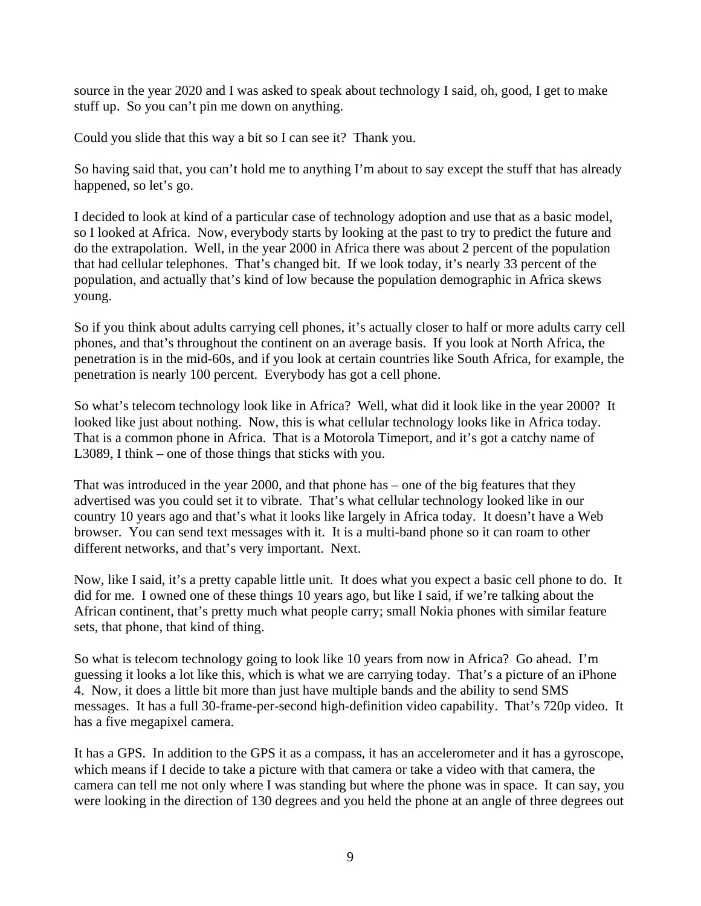source in the year 2020 and I was asked to speak about technology I said, oh, good, I get to make stuff up. So you can't pin me down on anything.

Could you slide that this way a bit so I can see it? Thank you.

So having said that, you can't hold me to anything I'm about to say except the stuff that has already happened, so let's go.

I decided to look at kind of a particular case of technology adoption and use that as a basic model, so I looked at Africa. Now, everybody starts by looking at the past to try to predict the future and do the extrapolation. Well, in the year 2000 in Africa there was about 2 percent of the population that had cellular telephones. That's changed bit. If we look today, it's nearly 33 percent of the population, and actually that's kind of low because the population demographic in Africa skews young.

So if you think about adults carrying cell phones, it's actually closer to half or more adults carry cell phones, and that's throughout the continent on an average basis. If you look at North Africa, the penetration is in the mid-60s, and if you look at certain countries like South Africa, for example, the penetration is nearly 100 percent. Everybody has got a cell phone.

So what's telecom technology look like in Africa? Well, what did it look like in the year 2000? It looked like just about nothing. Now, this is what cellular technology looks like in Africa today. That is a common phone in Africa. That is a Motorola Timeport, and it's got a catchy name of L3089, I think – one of those things that sticks with you.

That was introduced in the year 2000, and that phone has – one of the big features that they advertised was you could set it to vibrate. That's what cellular technology looked like in our country 10 years ago and that's what it looks like largely in Africa today. It doesn't have a Web browser. You can send text messages with it. It is a multi-band phone so it can roam to other different networks, and that's very important. Next.

Now, like I said, it's a pretty capable little unit. It does what you expect a basic cell phone to do. It did for me. I owned one of these things 10 years ago, but like I said, if we're talking about the African continent, that's pretty much what people carry; small Nokia phones with similar feature sets, that phone, that kind of thing.

So what is telecom technology going to look like 10 years from now in Africa? Go ahead. I'm guessing it looks a lot like this, which is what we are carrying today. That's a picture of an iPhone 4. Now, it does a little bit more than just have multiple bands and the ability to send SMS messages. It has a full 30-frame-per-second high-definition video capability. That's 720p video. It has a five megapixel camera.

It has a GPS. In addition to the GPS it as a compass, it has an accelerometer and it has a gyroscope, which means if I decide to take a picture with that camera or take a video with that camera, the camera can tell me not only where I was standing but where the phone was in space. It can say, you were looking in the direction of 130 degrees and you held the phone at an angle of three degrees out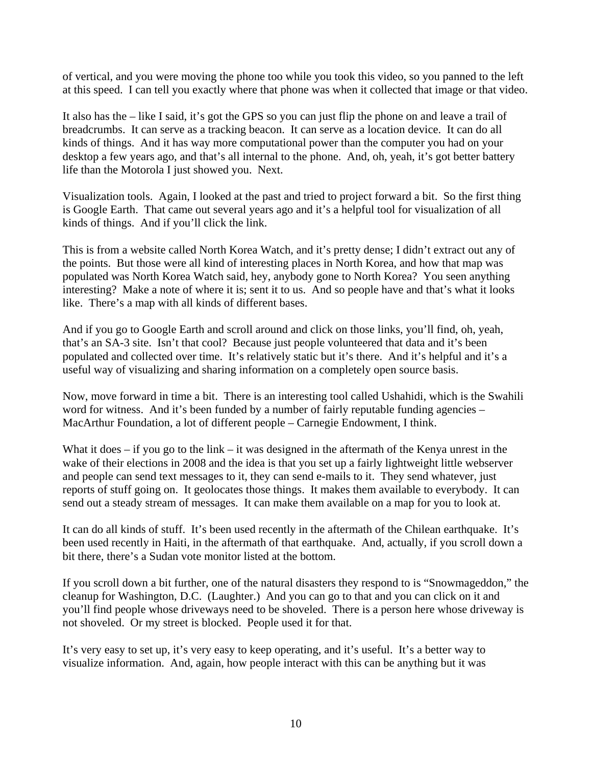of vertical, and you were moving the phone too while you took this video, so you panned to the left at this speed. I can tell you exactly where that phone was when it collected that image or that video.

It also has the – like I said, it's got the GPS so you can just flip the phone on and leave a trail of breadcrumbs. It can serve as a tracking beacon. It can serve as a location device. It can do all kinds of things. And it has way more computational power than the computer you had on your desktop a few years ago, and that's all internal to the phone. And, oh, yeah, it's got better battery life than the Motorola I just showed you. Next.

Visualization tools. Again, I looked at the past and tried to project forward a bit. So the first thing is Google Earth. That came out several years ago and it's a helpful tool for visualization of all kinds of things. And if you'll click the link.

This is from a website called North Korea Watch, and it's pretty dense; I didn't extract out any of the points. But those were all kind of interesting places in North Korea, and how that map was populated was North Korea Watch said, hey, anybody gone to North Korea? You seen anything interesting? Make a note of where it is; sent it to us. And so people have and that's what it looks like. There's a map with all kinds of different bases.

And if you go to Google Earth and scroll around and click on those links, you'll find, oh, yeah, that's an SA-3 site. Isn't that cool? Because just people volunteered that data and it's been populated and collected over time. It's relatively static but it's there. And it's helpful and it's a useful way of visualizing and sharing information on a completely open source basis.

Now, move forward in time a bit. There is an interesting tool called Ushahidi, which is the Swahili word for witness. And it's been funded by a number of fairly reputable funding agencies – MacArthur Foundation, a lot of different people – Carnegie Endowment, I think.

What it does – if you go to the link – it was designed in the aftermath of the Kenya unrest in the wake of their elections in 2008 and the idea is that you set up a fairly lightweight little webserver and people can send text messages to it, they can send e-mails to it. They send whatever, just reports of stuff going on. It geolocates those things. It makes them available to everybody. It can send out a steady stream of messages. It can make them available on a map for you to look at.

It can do all kinds of stuff. It's been used recently in the aftermath of the Chilean earthquake. It's been used recently in Haiti, in the aftermath of that earthquake. And, actually, if you scroll down a bit there, there's a Sudan vote monitor listed at the bottom.

If you scroll down a bit further, one of the natural disasters they respond to is "Snowmageddon," the cleanup for Washington, D.C. (Laughter.) And you can go to that and you can click on it and you'll find people whose driveways need to be shoveled. There is a person here whose driveway is not shoveled. Or my street is blocked. People used it for that.

It's very easy to set up, it's very easy to keep operating, and it's useful. It's a better way to visualize information. And, again, how people interact with this can be anything but it was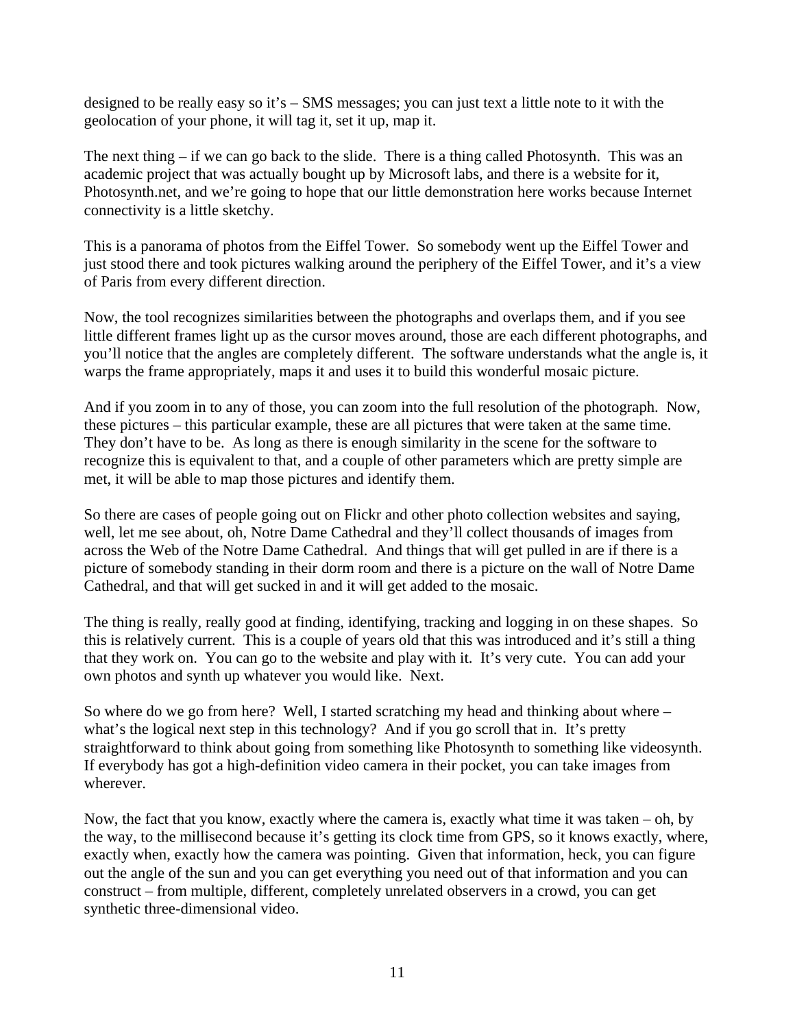designed to be really easy so it's – SMS messages; you can just text a little note to it with the geolocation of your phone, it will tag it, set it up, map it.

The next thing – if we can go back to the slide. There is a thing called Photosynth. This was an academic project that was actually bought up by Microsoft labs, and there is a website for it, Photosynth.net, and we're going to hope that our little demonstration here works because Internet connectivity is a little sketchy.

This is a panorama of photos from the Eiffel Tower. So somebody went up the Eiffel Tower and just stood there and took pictures walking around the periphery of the Eiffel Tower, and it's a view of Paris from every different direction.

Now, the tool recognizes similarities between the photographs and overlaps them, and if you see little different frames light up as the cursor moves around, those are each different photographs, and you'll notice that the angles are completely different. The software understands what the angle is, it warps the frame appropriately, maps it and uses it to build this wonderful mosaic picture.

And if you zoom in to any of those, you can zoom into the full resolution of the photograph. Now, these pictures – this particular example, these are all pictures that were taken at the same time. They don't have to be. As long as there is enough similarity in the scene for the software to recognize this is equivalent to that, and a couple of other parameters which are pretty simple are met, it will be able to map those pictures and identify them.

So there are cases of people going out on Flickr and other photo collection websites and saying, well, let me see about, oh, Notre Dame Cathedral and they'll collect thousands of images from across the Web of the Notre Dame Cathedral. And things that will get pulled in are if there is a picture of somebody standing in their dorm room and there is a picture on the wall of Notre Dame Cathedral, and that will get sucked in and it will get added to the mosaic.

The thing is really, really good at finding, identifying, tracking and logging in on these shapes. So this is relatively current. This is a couple of years old that this was introduced and it's still a thing that they work on. You can go to the website and play with it. It's very cute. You can add your own photos and synth up whatever you would like. Next.

So where do we go from here? Well, I started scratching my head and thinking about where – what's the logical next step in this technology? And if you go scroll that in. It's pretty straightforward to think about going from something like Photosynth to something like videosynth. If everybody has got a high-definition video camera in their pocket, you can take images from wherever.

Now, the fact that you know, exactly where the camera is, exactly what time it was taken – oh, by the way, to the millisecond because it's getting its clock time from GPS, so it knows exactly, where, exactly when, exactly how the camera was pointing. Given that information, heck, you can figure out the angle of the sun and you can get everything you need out of that information and you can construct – from multiple, different, completely unrelated observers in a crowd, you can get synthetic three-dimensional video.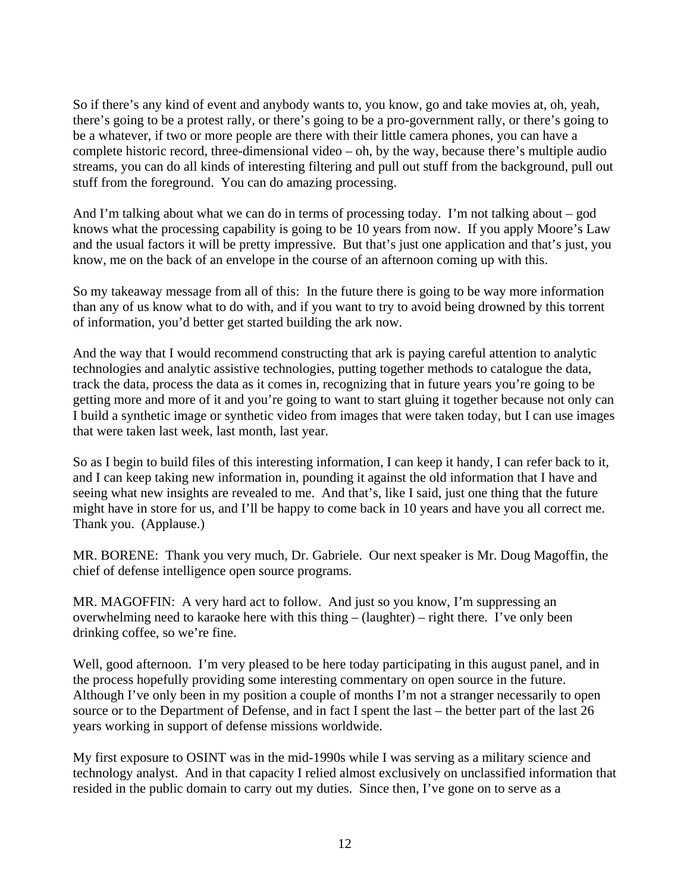So if there's any kind of event and anybody wants to, you know, go and take movies at, oh, yeah, there's going to be a protest rally, or there's going to be a pro-government rally, or there's going to be a whatever, if two or more people are there with their little camera phones, you can have a complete historic record, three-dimensional video – oh, by the way, because there's multiple audio streams, you can do all kinds of interesting filtering and pull out stuff from the background, pull out stuff from the foreground. You can do amazing processing.

And I'm talking about what we can do in terms of processing today. I'm not talking about – god knows what the processing capability is going to be 10 years from now. If you apply Moore's Law and the usual factors it will be pretty impressive. But that's just one application and that's just, you know, me on the back of an envelope in the course of an afternoon coming up with this.

So my takeaway message from all of this: In the future there is going to be way more information than any of us know what to do with, and if you want to try to avoid being drowned by this torrent of information, you'd better get started building the ark now.

And the way that I would recommend constructing that ark is paying careful attention to analytic technologies and analytic assistive technologies, putting together methods to catalogue the data, track the data, process the data as it comes in, recognizing that in future years you're going to be getting more and more of it and you're going to want to start gluing it together because not only can I build a synthetic image or synthetic video from images that were taken today, but I can use images that were taken last week, last month, last year.

So as I begin to build files of this interesting information, I can keep it handy, I can refer back to it, and I can keep taking new information in, pounding it against the old information that I have and seeing what new insights are revealed to me. And that's, like I said, just one thing that the future might have in store for us, and I'll be happy to come back in 10 years and have you all correct me. Thank you. (Applause.)

MR. BORENE: Thank you very much, Dr. Gabriele. Our next speaker is Mr. Doug Magoffin, the chief of defense intelligence open source programs.

MR. MAGOFFIN: A very hard act to follow. And just so you know, I'm suppressing an overwhelming need to karaoke here with this thing – (laughter) – right there. I've only been drinking coffee, so we're fine.

Well, good afternoon. I'm very pleased to be here today participating in this august panel, and in the process hopefully providing some interesting commentary on open source in the future. Although I've only been in my position a couple of months I'm not a stranger necessarily to open source or to the Department of Defense, and in fact I spent the last – the better part of the last 26 years working in support of defense missions worldwide.

My first exposure to OSINT was in the mid-1990s while I was serving as a military science and technology analyst. And in that capacity I relied almost exclusively on unclassified information that resided in the public domain to carry out my duties. Since then, I've gone on to serve as a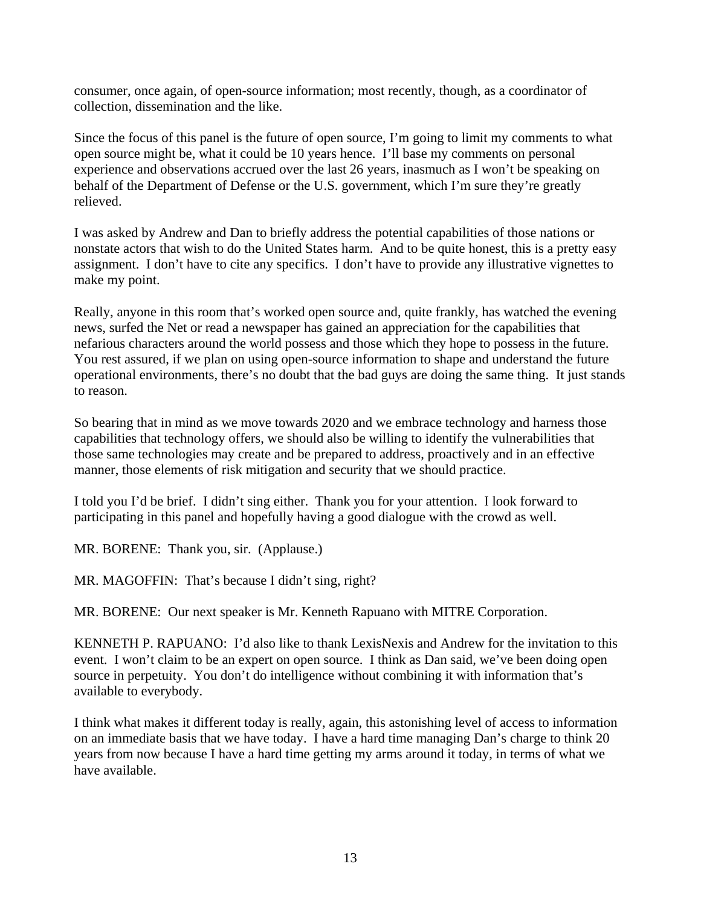consumer, once again, of open-source information; most recently, though, as a coordinator of collection, dissemination and the like.

Since the focus of this panel is the future of open source, I'm going to limit my comments to what open source might be, what it could be 10 years hence. I'll base my comments on personal experience and observations accrued over the last 26 years, inasmuch as I won't be speaking on behalf of the Department of Defense or the U.S. government, which I'm sure they're greatly relieved.

I was asked by Andrew and Dan to briefly address the potential capabilities of those nations or nonstate actors that wish to do the United States harm. And to be quite honest, this is a pretty easy assignment. I don't have to cite any specifics. I don't have to provide any illustrative vignettes to make my point.

Really, anyone in this room that's worked open source and, quite frankly, has watched the evening news, surfed the Net or read a newspaper has gained an appreciation for the capabilities that nefarious characters around the world possess and those which they hope to possess in the future. You rest assured, if we plan on using open-source information to shape and understand the future operational environments, there's no doubt that the bad guys are doing the same thing. It just stands to reason.

So bearing that in mind as we move towards 2020 and we embrace technology and harness those capabilities that technology offers, we should also be willing to identify the vulnerabilities that those same technologies may create and be prepared to address, proactively and in an effective manner, those elements of risk mitigation and security that we should practice.

I told you I'd be brief. I didn't sing either. Thank you for your attention. I look forward to participating in this panel and hopefully having a good dialogue with the crowd as well.

MR. BORENE: Thank you, sir. (Applause.)

MR. MAGOFFIN: That's because I didn't sing, right?

MR. BORENE: Our next speaker is Mr. Kenneth Rapuano with MITRE Corporation.

KENNETH P. RAPUANO: I'd also like to thank LexisNexis and Andrew for the invitation to this event. I won't claim to be an expert on open source. I think as Dan said, we've been doing open source in perpetuity. You don't do intelligence without combining it with information that's available to everybody.

I think what makes it different today is really, again, this astonishing level of access to information on an immediate basis that we have today. I have a hard time managing Dan's charge to think 20 years from now because I have a hard time getting my arms around it today, in terms of what we have available.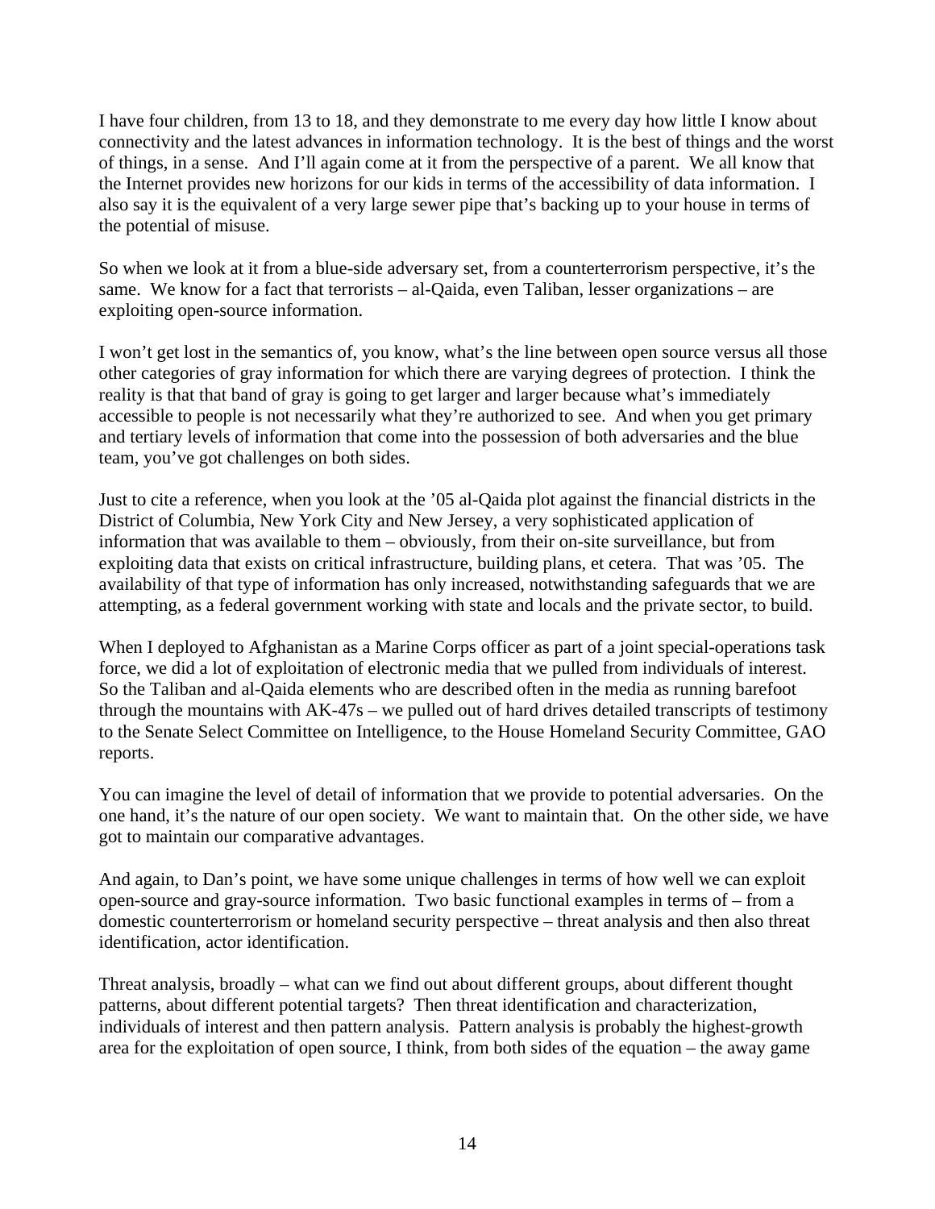I have four children, from 13 to 18, and they demonstrate to me every day how little I know about connectivity and the latest advances in information technology. It is the best of things and the worst of things, in a sense. And I'll again come at it from the perspective of a parent. We all know that the Internet provides new horizons for our kids in terms of the accessibility of data information. I also say it is the equivalent of a very large sewer pipe that's backing up to your house in terms of the potential of misuse.

So when we look at it from a blue-side adversary set, from a counterterrorism perspective, it's the same. We know for a fact that terrorists – al-Qaida, even Taliban, lesser organizations – are exploiting open-source information.

I won't get lost in the semantics of, you know, what's the line between open source versus all those other categories of gray information for which there are varying degrees of protection. I think the reality is that that band of gray is going to get larger and larger because what's immediately accessible to people is not necessarily what they're authorized to see. And when you get primary and tertiary levels of information that come into the possession of both adversaries and the blue team, you've got challenges on both sides.

Just to cite a reference, when you look at the '05 al-Qaida plot against the financial districts in the District of Columbia, New York City and New Jersey, a very sophisticated application of information that was available to them – obviously, from their on-site surveillance, but from exploiting data that exists on critical infrastructure, building plans, et cetera. That was '05. The availability of that type of information has only increased, notwithstanding safeguards that we are attempting, as a federal government working with state and locals and the private sector, to build.

When I deployed to Afghanistan as a Marine Corps officer as part of a joint special-operations task force, we did a lot of exploitation of electronic media that we pulled from individuals of interest. So the Taliban and al-Qaida elements who are described often in the media as running barefoot through the mountains with AK-47s – we pulled out of hard drives detailed transcripts of testimony to the Senate Select Committee on Intelligence, to the House Homeland Security Committee, GAO reports.

You can imagine the level of detail of information that we provide to potential adversaries. On the one hand, it's the nature of our open society. We want to maintain that. On the other side, we have got to maintain our comparative advantages.

And again, to Dan's point, we have some unique challenges in terms of how well we can exploit open-source and gray-source information. Two basic functional examples in terms of – from a domestic counterterrorism or homeland security perspective – threat analysis and then also threat identification, actor identification.

Threat analysis, broadly – what can we find out about different groups, about different thought patterns, about different potential targets? Then threat identification and characterization, individuals of interest and then pattern analysis. Pattern analysis is probably the highest-growth area for the exploitation of open source, I think, from both sides of the equation – the away game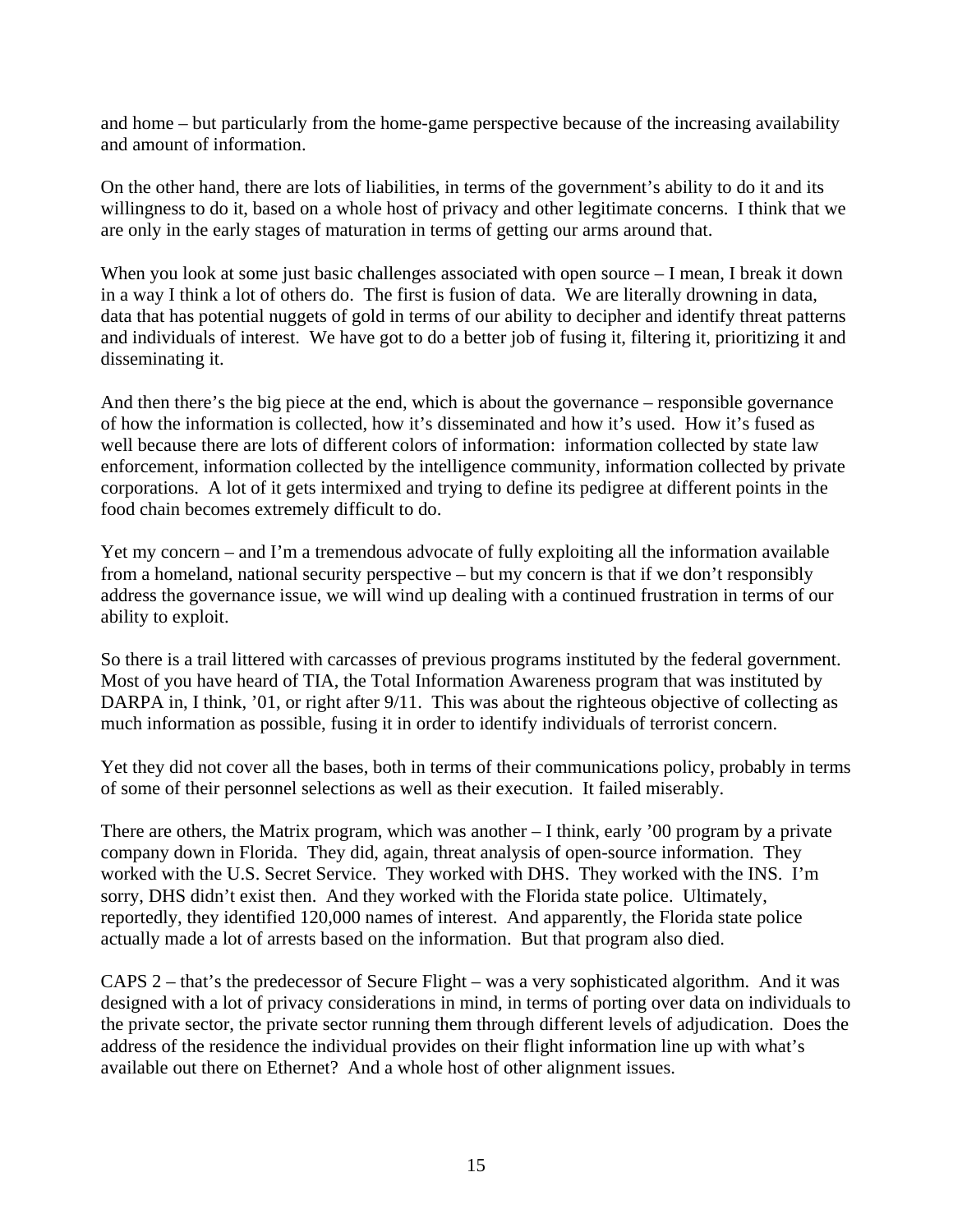and home – but particularly from the home-game perspective because of the increasing availability and amount of information.

On the other hand, there are lots of liabilities, in terms of the government's ability to do it and its willingness to do it, based on a whole host of privacy and other legitimate concerns. I think that we are only in the early stages of maturation in terms of getting our arms around that.

When you look at some just basic challenges associated with open source – I mean, I break it down in a way I think a lot of others do. The first is fusion of data. We are literally drowning in data, data that has potential nuggets of gold in terms of our ability to decipher and identify threat patterns and individuals of interest. We have got to do a better job of fusing it, filtering it, prioritizing it and disseminating it.

And then there's the big piece at the end, which is about the governance – responsible governance of how the information is collected, how it's disseminated and how it's used. How it's fused as well because there are lots of different colors of information: information collected by state law enforcement, information collected by the intelligence community, information collected by private corporations. A lot of it gets intermixed and trying to define its pedigree at different points in the food chain becomes extremely difficult to do.

Yet my concern – and I'm a tremendous advocate of fully exploiting all the information available from a homeland, national security perspective – but my concern is that if we don't responsibly address the governance issue, we will wind up dealing with a continued frustration in terms of our ability to exploit.

So there is a trail littered with carcasses of previous programs instituted by the federal government. Most of you have heard of TIA, the Total Information Awareness program that was instituted by DARPA in, I think, '01, or right after 9/11. This was about the righteous objective of collecting as much information as possible, fusing it in order to identify individuals of terrorist concern.

Yet they did not cover all the bases, both in terms of their communications policy, probably in terms of some of their personnel selections as well as their execution. It failed miserably.

There are others, the Matrix program, which was another – I think, early '00 program by a private company down in Florida. They did, again, threat analysis of open-source information. They worked with the U.S. Secret Service. They worked with DHS. They worked with the INS. I'm sorry, DHS didn't exist then. And they worked with the Florida state police. Ultimately, reportedly, they identified 120,000 names of interest. And apparently, the Florida state police actually made a lot of arrests based on the information. But that program also died.

CAPS 2 – that's the predecessor of Secure Flight – was a very sophisticated algorithm. And it was designed with a lot of privacy considerations in mind, in terms of porting over data on individuals to the private sector, the private sector running them through different levels of adjudication. Does the address of the residence the individual provides on their flight information line up with what's available out there on Ethernet? And a whole host of other alignment issues.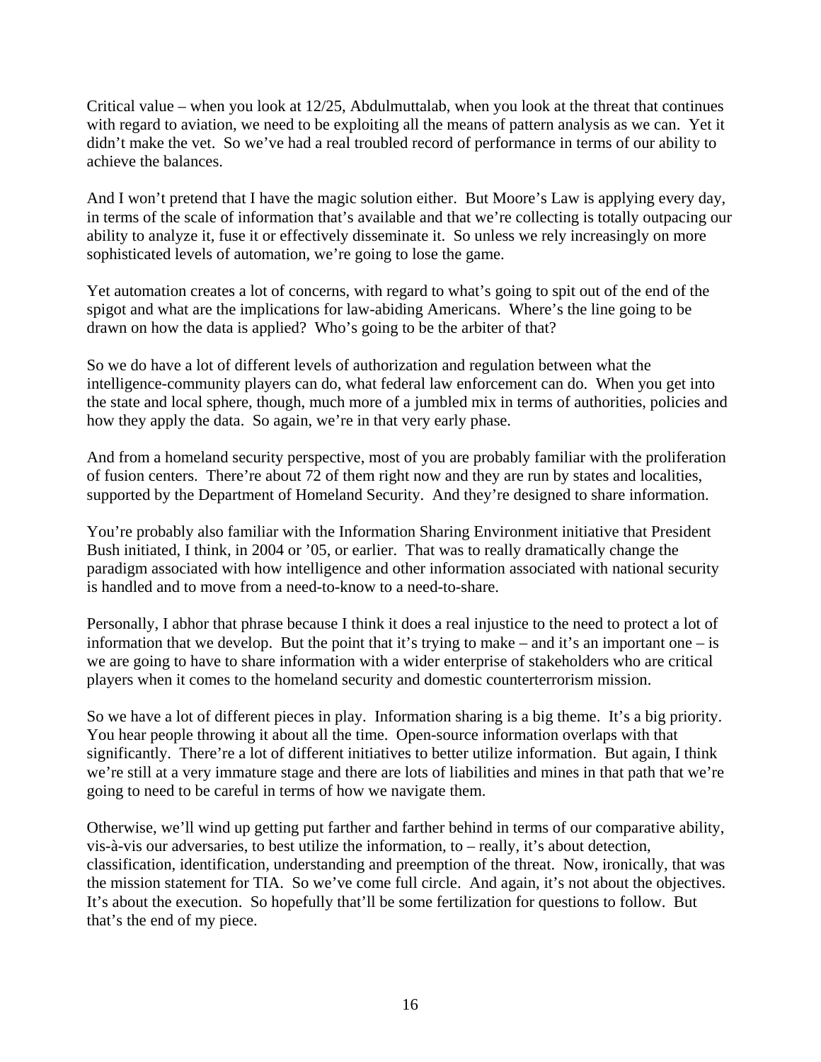Critical value – when you look at 12/25, Abdulmuttalab, when you look at the threat that continues with regard to aviation, we need to be exploiting all the means of pattern analysis as we can. Yet it didn't make the vet. So we've had a real troubled record of performance in terms of our ability to achieve the balances.

And I won't pretend that I have the magic solution either. But Moore's Law is applying every day, in terms of the scale of information that's available and that we're collecting is totally outpacing our ability to analyze it, fuse it or effectively disseminate it. So unless we rely increasingly on more sophisticated levels of automation, we're going to lose the game.

Yet automation creates a lot of concerns, with regard to what's going to spit out of the end of the spigot and what are the implications for law-abiding Americans. Where's the line going to be drawn on how the data is applied? Who's going to be the arbiter of that?

So we do have a lot of different levels of authorization and regulation between what the intelligence-community players can do, what federal law enforcement can do. When you get into the state and local sphere, though, much more of a jumbled mix in terms of authorities, policies and how they apply the data. So again, we're in that very early phase.

And from a homeland security perspective, most of you are probably familiar with the proliferation of fusion centers. There're about 72 of them right now and they are run by states and localities, supported by the Department of Homeland Security. And they're designed to share information.

You're probably also familiar with the Information Sharing Environment initiative that President Bush initiated, I think, in 2004 or '05, or earlier. That was to really dramatically change the paradigm associated with how intelligence and other information associated with national security is handled and to move from a need-to-know to a need-to-share.

Personally, I abhor that phrase because I think it does a real injustice to the need to protect a lot of information that we develop. But the point that it's trying to make – and it's an important one – is we are going to have to share information with a wider enterprise of stakeholders who are critical players when it comes to the homeland security and domestic counterterrorism mission.

So we have a lot of different pieces in play. Information sharing is a big theme. It's a big priority. You hear people throwing it about all the time. Open-source information overlaps with that significantly. There're a lot of different initiatives to better utilize information. But again, I think we're still at a very immature stage and there are lots of liabilities and mines in that path that we're going to need to be careful in terms of how we navigate them.

Otherwise, we'll wind up getting put farther and farther behind in terms of our comparative ability, vis-à-vis our adversaries, to best utilize the information, to – really, it's about detection, classification, identification, understanding and preemption of the threat. Now, ironically, that was the mission statement for TIA. So we've come full circle. And again, it's not about the objectives. It's about the execution. So hopefully that'll be some fertilization for questions to follow. But that's the end of my piece.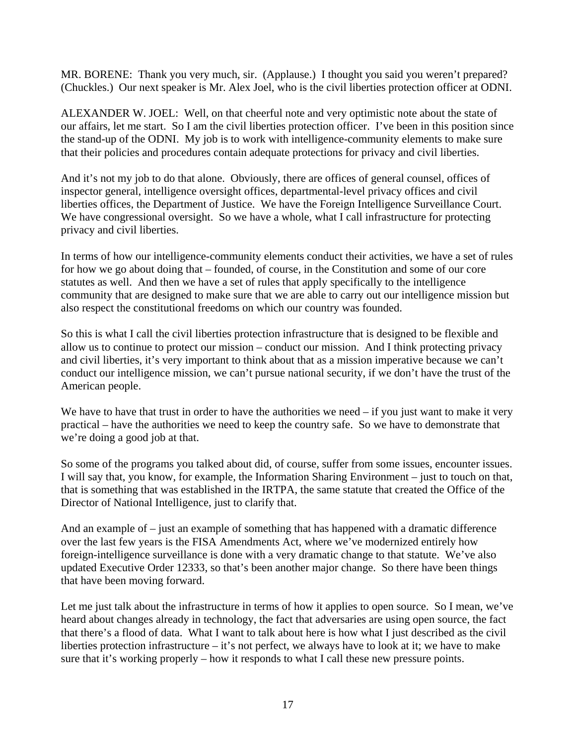MR. BORENE: Thank you very much, sir. (Applause.) I thought you said you weren't prepared? (Chuckles.) Our next speaker is Mr. Alex Joel, who is the civil liberties protection officer at ODNI.

ALEXANDER W. JOEL: Well, on that cheerful note and very optimistic note about the state of our affairs, let me start. So I am the civil liberties protection officer. I've been in this position since the stand-up of the ODNI. My job is to work with intelligence-community elements to make sure that their policies and procedures contain adequate protections for privacy and civil liberties.

And it's not my job to do that alone. Obviously, there are offices of general counsel, offices of inspector general, intelligence oversight offices, departmental-level privacy offices and civil liberties offices, the Department of Justice. We have the Foreign Intelligence Surveillance Court. We have congressional oversight. So we have a whole, what I call infrastructure for protecting privacy and civil liberties.

In terms of how our intelligence-community elements conduct their activities, we have a set of rules for how we go about doing that – founded, of course, in the Constitution and some of our core statutes as well. And then we have a set of rules that apply specifically to the intelligence community that are designed to make sure that we are able to carry out our intelligence mission but also respect the constitutional freedoms on which our country was founded.

So this is what I call the civil liberties protection infrastructure that is designed to be flexible and allow us to continue to protect our mission – conduct our mission. And I think protecting privacy and civil liberties, it's very important to think about that as a mission imperative because we can't conduct our intelligence mission, we can't pursue national security, if we don't have the trust of the American people.

We have to have that trust in order to have the authorities we need – if you just want to make it very practical – have the authorities we need to keep the country safe. So we have to demonstrate that we're doing a good job at that.

So some of the programs you talked about did, of course, suffer from some issues, encounter issues. I will say that, you know, for example, the Information Sharing Environment – just to touch on that, that is something that was established in the IRTPA, the same statute that created the Office of the Director of National Intelligence, just to clarify that.

And an example of – just an example of something that has happened with a dramatic difference over the last few years is the FISA Amendments Act, where we've modernized entirely how foreign-intelligence surveillance is done with a very dramatic change to that statute. We've also updated Executive Order 12333, so that's been another major change. So there have been things that have been moving forward.

Let me just talk about the infrastructure in terms of how it applies to open source. So I mean, we've heard about changes already in technology, the fact that adversaries are using open source, the fact that there's a flood of data. What I want to talk about here is how what I just described as the civil liberties protection infrastructure – it's not perfect, we always have to look at it; we have to make sure that it's working properly – how it responds to what I call these new pressure points.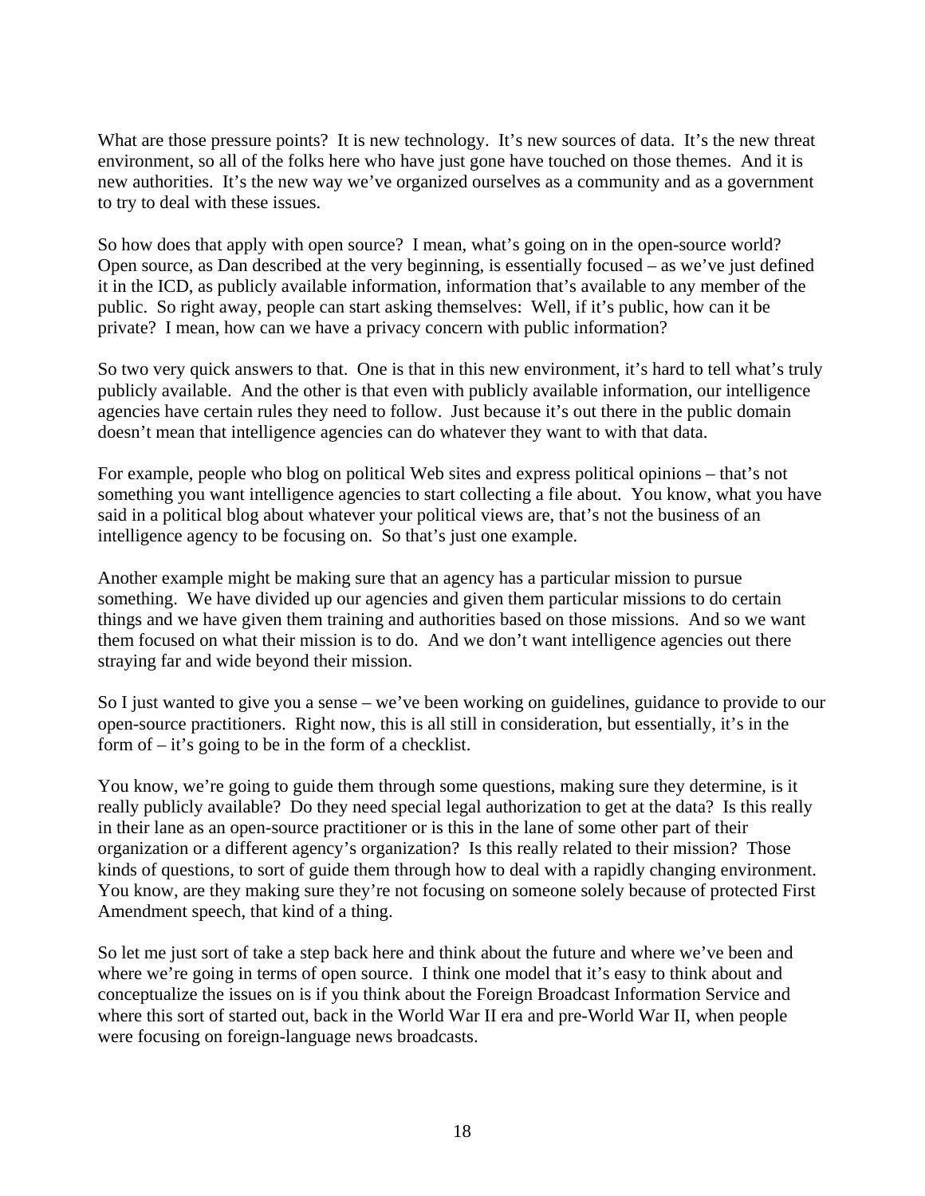What are those pressure points? It is new technology. It's new sources of data. It's the new threat environment, so all of the folks here who have just gone have touched on those themes. And it is new authorities. It's the new way we've organized ourselves as a community and as a government to try to deal with these issues.

So how does that apply with open source? I mean, what's going on in the open-source world? Open source, as Dan described at the very beginning, is essentially focused – as we've just defined it in the ICD, as publicly available information, information that's available to any member of the public. So right away, people can start asking themselves: Well, if it's public, how can it be private? I mean, how can we have a privacy concern with public information?

So two very quick answers to that. One is that in this new environment, it's hard to tell what's truly publicly available. And the other is that even with publicly available information, our intelligence agencies have certain rules they need to follow. Just because it's out there in the public domain doesn't mean that intelligence agencies can do whatever they want to with that data.

For example, people who blog on political Web sites and express political opinions – that's not something you want intelligence agencies to start collecting a file about. You know, what you have said in a political blog about whatever your political views are, that's not the business of an intelligence agency to be focusing on. So that's just one example.

Another example might be making sure that an agency has a particular mission to pursue something. We have divided up our agencies and given them particular missions to do certain things and we have given them training and authorities based on those missions. And so we want them focused on what their mission is to do. And we don't want intelligence agencies out there straying far and wide beyond their mission.

So I just wanted to give you a sense – we've been working on guidelines, guidance to provide to our open-source practitioners. Right now, this is all still in consideration, but essentially, it's in the form of – it's going to be in the form of a checklist.

You know, we're going to guide them through some questions, making sure they determine, is it really publicly available? Do they need special legal authorization to get at the data? Is this really in their lane as an open-source practitioner or is this in the lane of some other part of their organization or a different agency's organization? Is this really related to their mission? Those kinds of questions, to sort of guide them through how to deal with a rapidly changing environment. You know, are they making sure they're not focusing on someone solely because of protected First Amendment speech, that kind of a thing.

So let me just sort of take a step back here and think about the future and where we've been and where we're going in terms of open source. I think one model that it's easy to think about and conceptualize the issues on is if you think about the Foreign Broadcast Information Service and where this sort of started out, back in the World War II era and pre-World War II, when people were focusing on foreign-language news broadcasts.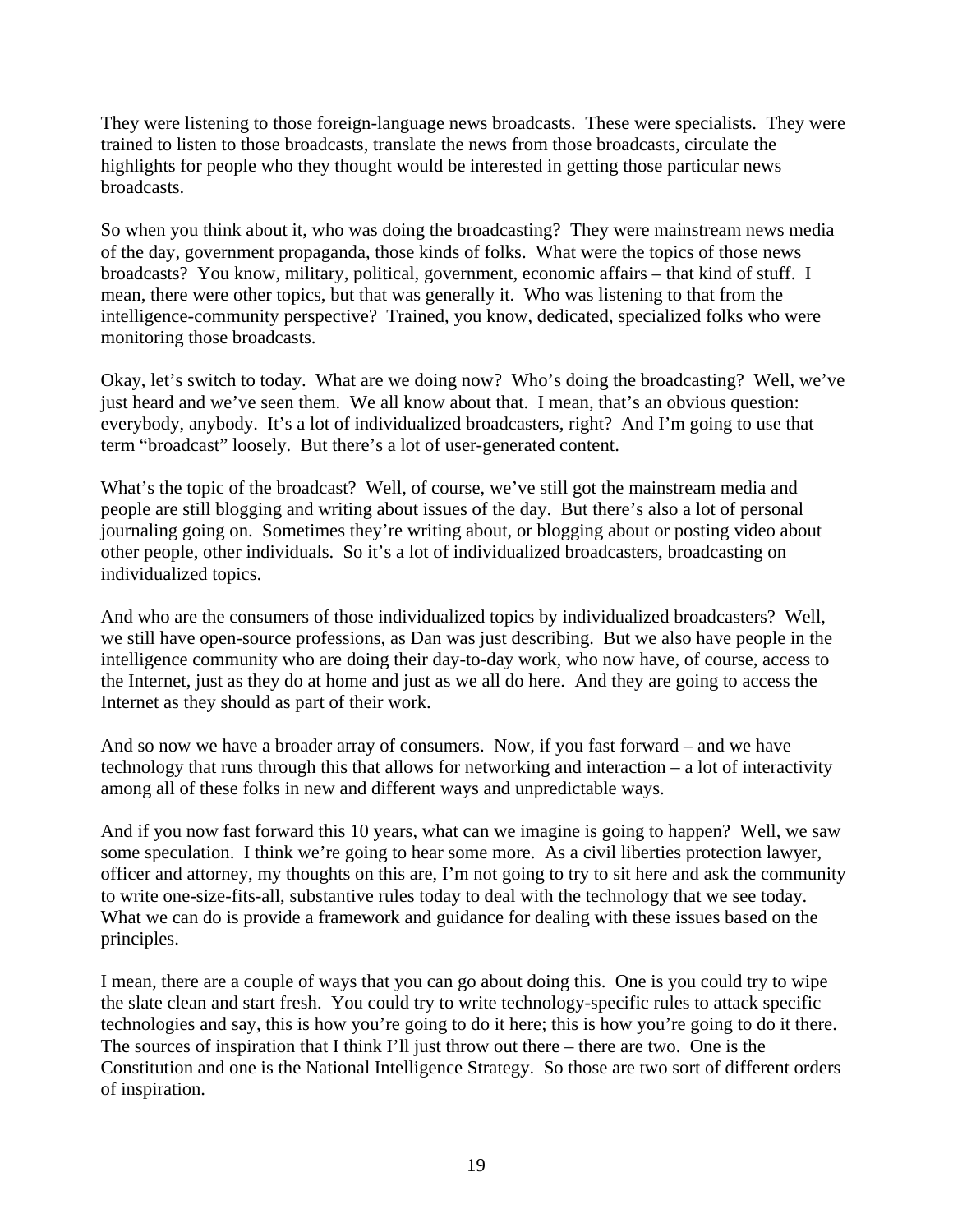They were listening to those foreign-language news broadcasts. These were specialists. They were trained to listen to those broadcasts, translate the news from those broadcasts, circulate the highlights for people who they thought would be interested in getting those particular news broadcasts.

So when you think about it, who was doing the broadcasting? They were mainstream news media of the day, government propaganda, those kinds of folks. What were the topics of those news broadcasts? You know, military, political, government, economic affairs – that kind of stuff. I mean, there were other topics, but that was generally it. Who was listening to that from the intelligence-community perspective? Trained, you know, dedicated, specialized folks who were monitoring those broadcasts.

Okay, let's switch to today. What are we doing now? Who's doing the broadcasting? Well, we've just heard and we've seen them. We all know about that. I mean, that's an obvious question: everybody, anybody. It's a lot of individualized broadcasters, right? And I'm going to use that term "broadcast" loosely. But there's a lot of user-generated content.

What's the topic of the broadcast? Well, of course, we've still got the mainstream media and people are still blogging and writing about issues of the day. But there's also a lot of personal journaling going on. Sometimes they're writing about, or blogging about or posting video about other people, other individuals. So it's a lot of individualized broadcasters, broadcasting on individualized topics.

And who are the consumers of those individualized topics by individualized broadcasters? Well, we still have open-source professions, as Dan was just describing. But we also have people in the intelligence community who are doing their day-to-day work, who now have, of course, access to the Internet, just as they do at home and just as we all do here. And they are going to access the Internet as they should as part of their work.

And so now we have a broader array of consumers. Now, if you fast forward – and we have technology that runs through this that allows for networking and interaction – a lot of interactivity among all of these folks in new and different ways and unpredictable ways.

And if you now fast forward this 10 years, what can we imagine is going to happen? Well, we saw some speculation. I think we're going to hear some more. As a civil liberties protection lawyer, officer and attorney, my thoughts on this are, I'm not going to try to sit here and ask the community to write one-size-fits-all, substantive rules today to deal with the technology that we see today. What we can do is provide a framework and guidance for dealing with these issues based on the principles.

I mean, there are a couple of ways that you can go about doing this. One is you could try to wipe the slate clean and start fresh. You could try to write technology-specific rules to attack specific technologies and say, this is how you're going to do it here; this is how you're going to do it there. The sources of inspiration that I think I'll just throw out there – there are two. One is the Constitution and one is the National Intelligence Strategy. So those are two sort of different orders of inspiration.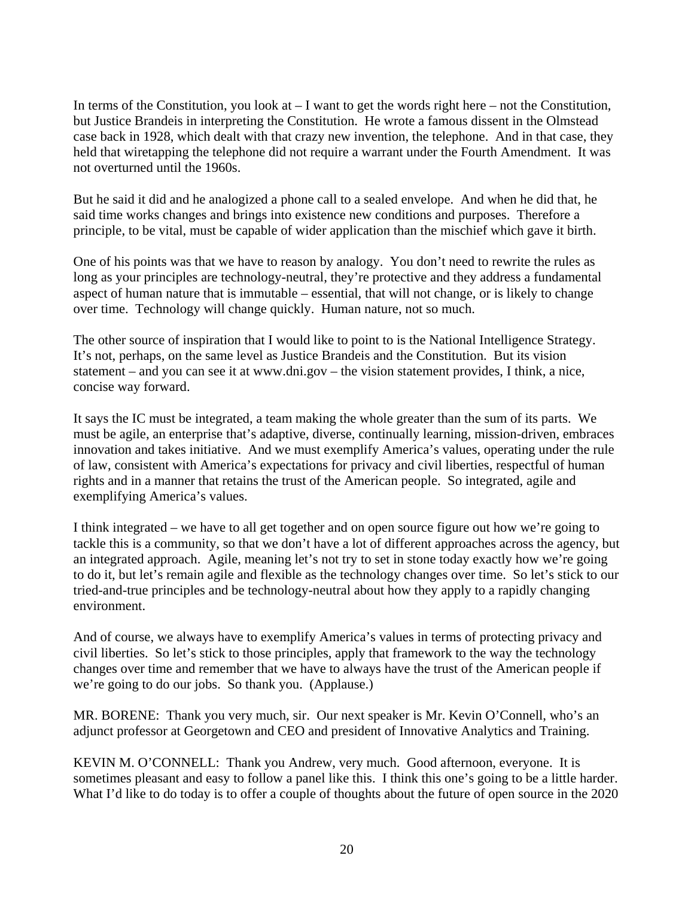In terms of the Constitution, you look at – I want to get the words right here – not the Constitution, but Justice Brandeis in interpreting the Constitution. He wrote a famous dissent in the Olmstead case back in 1928, which dealt with that crazy new invention, the telephone. And in that case, they held that wiretapping the telephone did not require a warrant under the Fourth Amendment. It was not overturned until the 1960s.

But he said it did and he analogized a phone call to a sealed envelope. And when he did that, he said time works changes and brings into existence new conditions and purposes. Therefore a principle, to be vital, must be capable of wider application than the mischief which gave it birth.

One of his points was that we have to reason by analogy. You don't need to rewrite the rules as long as your principles are technology-neutral, they're protective and they address a fundamental aspect of human nature that is immutable – essential, that will not change, or is likely to change over time. Technology will change quickly. Human nature, not so much.

The other source of inspiration that I would like to point to is the National Intelligence Strategy. It's not, perhaps, on the same level as Justice Brandeis and the Constitution. But its vision statement – and you can see it at www.dni.gov – the vision statement provides, I think, a nice, concise way forward.

It says the IC must be integrated, a team making the whole greater than the sum of its parts. We must be agile, an enterprise that's adaptive, diverse, continually learning, mission-driven, embraces innovation and takes initiative. And we must exemplify America's values, operating under the rule of law, consistent with America's expectations for privacy and civil liberties, respectful of human rights and in a manner that retains the trust of the American people. So integrated, agile and exemplifying America's values.

I think integrated – we have to all get together and on open source figure out how we're going to tackle this is a community, so that we don't have a lot of different approaches across the agency, but an integrated approach. Agile, meaning let's not try to set in stone today exactly how we're going to do it, but let's remain agile and flexible as the technology changes over time. So let's stick to our tried-and-true principles and be technology-neutral about how they apply to a rapidly changing environment.

And of course, we always have to exemplify America's values in terms of protecting privacy and civil liberties. So let's stick to those principles, apply that framework to the way the technology changes over time and remember that we have to always have the trust of the American people if we're going to do our jobs. So thank you. (Applause.)

MR. BORENE: Thank you very much, sir. Our next speaker is Mr. Kevin O'Connell, who's an adjunct professor at Georgetown and CEO and president of Innovative Analytics and Training.

KEVIN M. O'CONNELL: Thank you Andrew, very much. Good afternoon, everyone. It is sometimes pleasant and easy to follow a panel like this. I think this one's going to be a little harder. What I'd like to do today is to offer a couple of thoughts about the future of open source in the 2020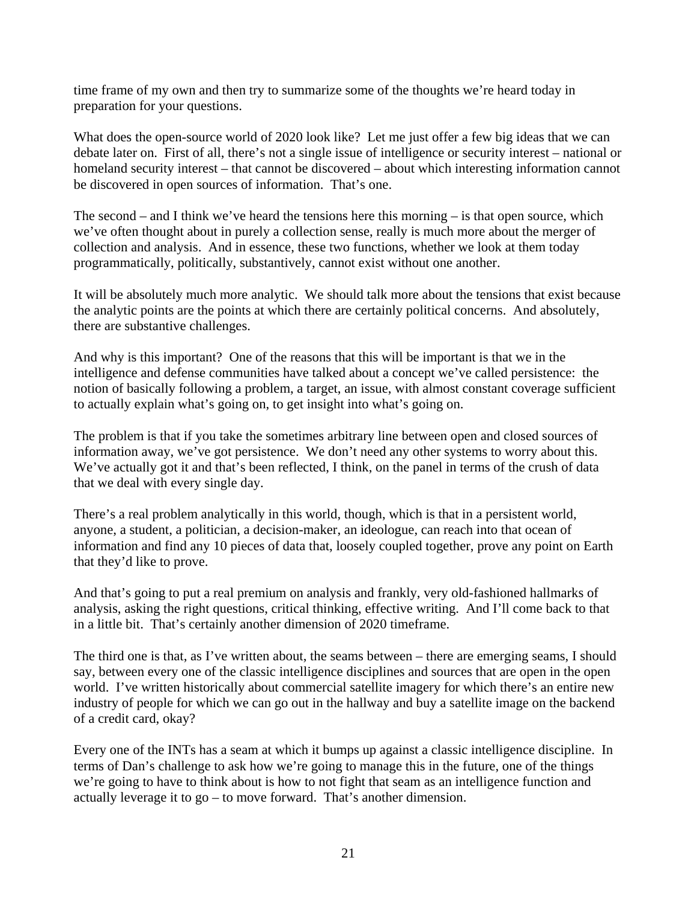time frame of my own and then try to summarize some of the thoughts we're heard today in preparation for your questions.

What does the open-source world of 2020 look like? Let me just offer a few big ideas that we can debate later on. First of all, there's not a single issue of intelligence or security interest – national or homeland security interest – that cannot be discovered – about which interesting information cannot be discovered in open sources of information. That's one.

The second – and I think we've heard the tensions here this morning – is that open source, which we've often thought about in purely a collection sense, really is much more about the merger of collection and analysis. And in essence, these two functions, whether we look at them today programmatically, politically, substantively, cannot exist without one another.

It will be absolutely much more analytic. We should talk more about the tensions that exist because the analytic points are the points at which there are certainly political concerns. And absolutely, there are substantive challenges.

And why is this important? One of the reasons that this will be important is that we in the intelligence and defense communities have talked about a concept we've called persistence: the notion of basically following a problem, a target, an issue, with almost constant coverage sufficient to actually explain what's going on, to get insight into what's going on.

The problem is that if you take the sometimes arbitrary line between open and closed sources of information away, we've got persistence. We don't need any other systems to worry about this. We've actually got it and that's been reflected, I think, on the panel in terms of the crush of data that we deal with every single day.

There's a real problem analytically in this world, though, which is that in a persistent world, anyone, a student, a politician, a decision-maker, an ideologue, can reach into that ocean of information and find any 10 pieces of data that, loosely coupled together, prove any point on Earth that they'd like to prove.

And that's going to put a real premium on analysis and frankly, very old-fashioned hallmarks of analysis, asking the right questions, critical thinking, effective writing. And I'll come back to that in a little bit. That's certainly another dimension of 2020 timeframe.

The third one is that, as I've written about, the seams between – there are emerging seams, I should say, between every one of the classic intelligence disciplines and sources that are open in the open world. I've written historically about commercial satellite imagery for which there's an entire new industry of people for which we can go out in the hallway and buy a satellite image on the backend of a credit card, okay?

Every one of the INTs has a seam at which it bumps up against a classic intelligence discipline. In terms of Dan's challenge to ask how we're going to manage this in the future, one of the things we're going to have to think about is how to not fight that seam as an intelligence function and actually leverage it to go – to move forward. That's another dimension.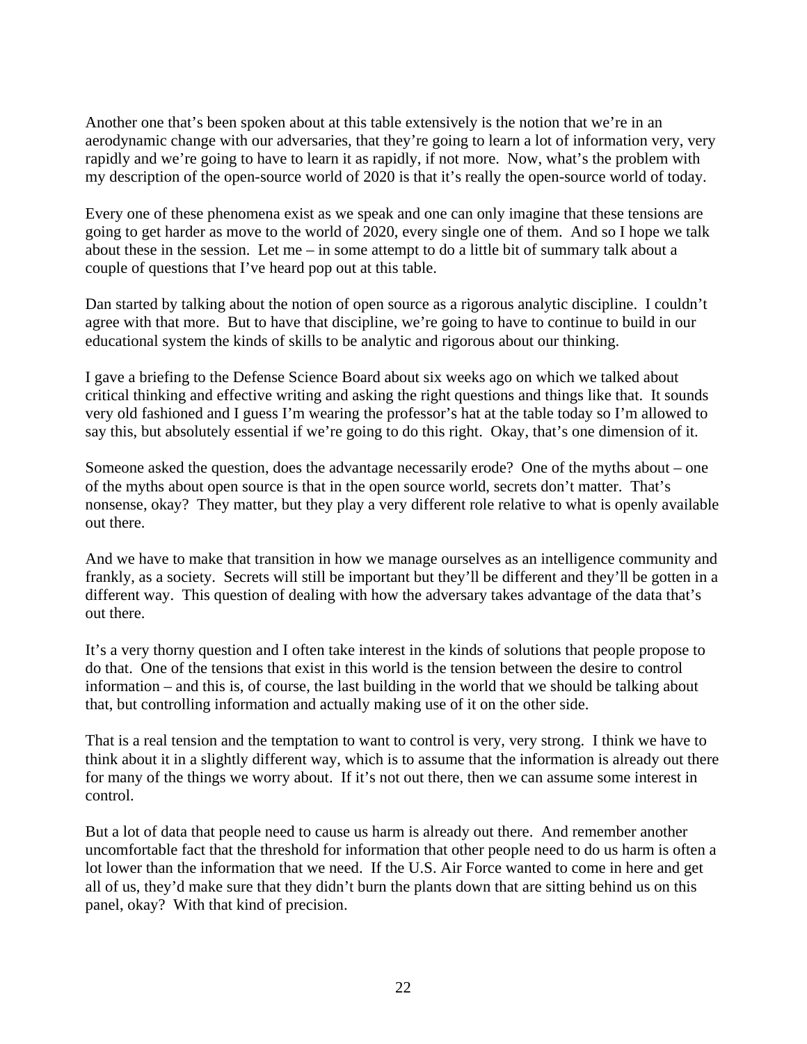Another one that's been spoken about at this table extensively is the notion that we're in an aerodynamic change with our adversaries, that they're going to learn a lot of information very, very rapidly and we're going to have to learn it as rapidly, if not more. Now, what's the problem with my description of the open-source world of 2020 is that it's really the open-source world of today.

Every one of these phenomena exist as we speak and one can only imagine that these tensions are going to get harder as move to the world of 2020, every single one of them. And so I hope we talk about these in the session. Let me – in some attempt to do a little bit of summary talk about a couple of questions that I've heard pop out at this table.

Dan started by talking about the notion of open source as a rigorous analytic discipline. I couldn't agree with that more. But to have that discipline, we're going to have to continue to build in our educational system the kinds of skills to be analytic and rigorous about our thinking.

I gave a briefing to the Defense Science Board about six weeks ago on which we talked about critical thinking and effective writing and asking the right questions and things like that. It sounds very old fashioned and I guess I'm wearing the professor's hat at the table today so I'm allowed to say this, but absolutely essential if we're going to do this right. Okay, that's one dimension of it.

Someone asked the question, does the advantage necessarily erode? One of the myths about – one of the myths about open source is that in the open source world, secrets don't matter. That's nonsense, okay? They matter, but they play a very different role relative to what is openly available out there.

And we have to make that transition in how we manage ourselves as an intelligence community and frankly, as a society. Secrets will still be important but they'll be different and they'll be gotten in a different way. This question of dealing with how the adversary takes advantage of the data that's out there.

It's a very thorny question and I often take interest in the kinds of solutions that people propose to do that. One of the tensions that exist in this world is the tension between the desire to control information – and this is, of course, the last building in the world that we should be talking about that, but controlling information and actually making use of it on the other side.

That is a real tension and the temptation to want to control is very, very strong. I think we have to think about it in a slightly different way, which is to assume that the information is already out there for many of the things we worry about. If it's not out there, then we can assume some interest in control.

But a lot of data that people need to cause us harm is already out there. And remember another uncomfortable fact that the threshold for information that other people need to do us harm is often a lot lower than the information that we need. If the U.S. Air Force wanted to come in here and get all of us, they'd make sure that they didn't burn the plants down that are sitting behind us on this panel, okay? With that kind of precision.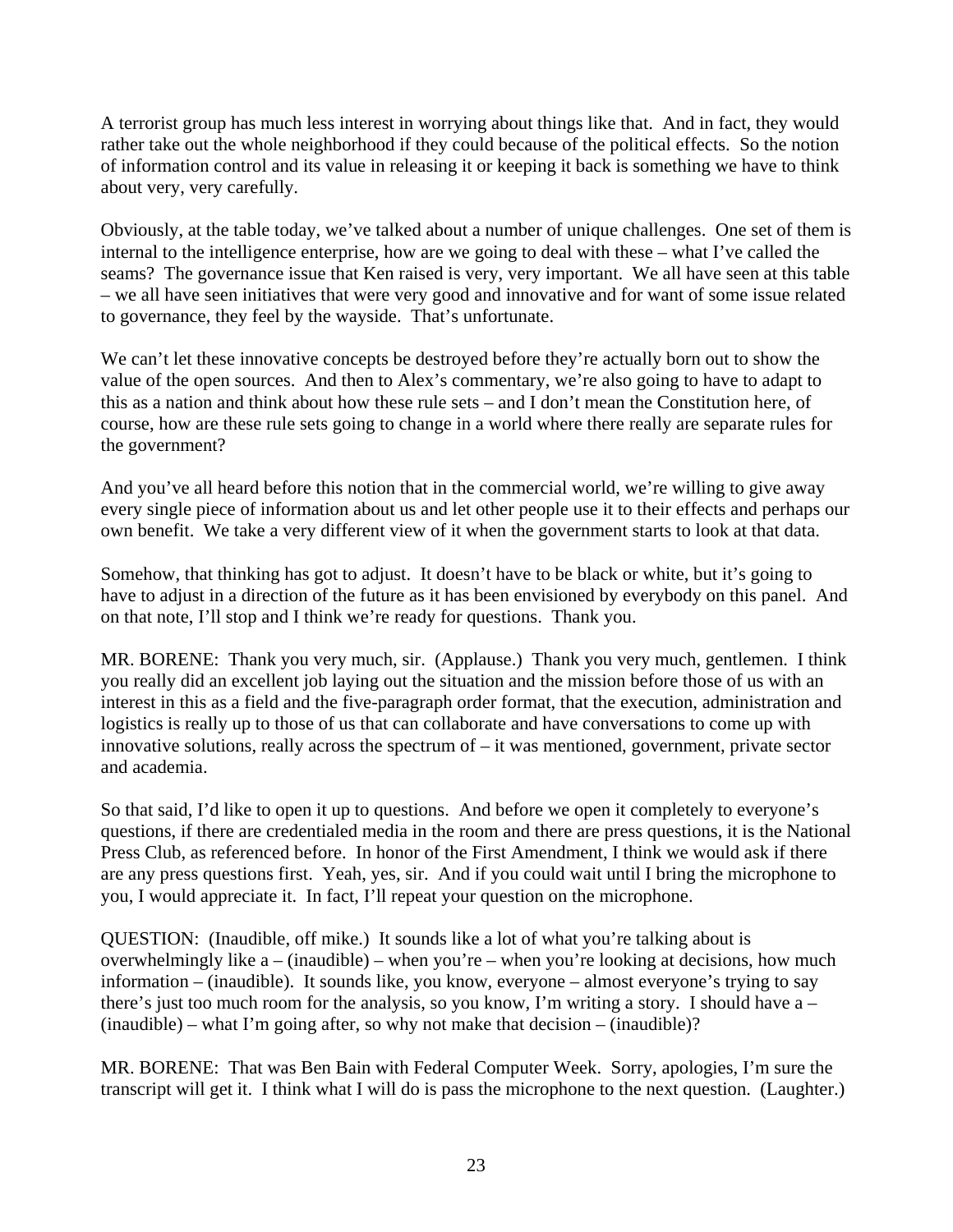A terrorist group has much less interest in worrying about things like that. And in fact, they would rather take out the whole neighborhood if they could because of the political effects. So the notion of information control and its value in releasing it or keeping it back is something we have to think about very, very carefully.

Obviously, at the table today, we've talked about a number of unique challenges. One set of them is internal to the intelligence enterprise, how are we going to deal with these – what I've called the seams? The governance issue that Ken raised is very, very important. We all have seen at this table – we all have seen initiatives that were very good and innovative and for want of some issue related to governance, they feel by the wayside. That's unfortunate.

We can't let these innovative concepts be destroyed before they're actually born out to show the value of the open sources. And then to Alex's commentary, we're also going to have to adapt to this as a nation and think about how these rule sets – and I don't mean the Constitution here, of course, how are these rule sets going to change in a world where there really are separate rules for the government?

And you've all heard before this notion that in the commercial world, we're willing to give away every single piece of information about us and let other people use it to their effects and perhaps our own benefit. We take a very different view of it when the government starts to look at that data.

Somehow, that thinking has got to adjust. It doesn't have to be black or white, but it's going to have to adjust in a direction of the future as it has been envisioned by everybody on this panel. And on that note, I'll stop and I think we're ready for questions. Thank you.

MR. BORENE: Thank you very much, sir. (Applause.) Thank you very much, gentlemen. I think you really did an excellent job laying out the situation and the mission before those of us with an interest in this as a field and the five-paragraph order format, that the execution, administration and logistics is really up to those of us that can collaborate and have conversations to come up with innovative solutions, really across the spectrum of – it was mentioned, government, private sector and academia.

So that said, I'd like to open it up to questions. And before we open it completely to everyone's questions, if there are credentialed media in the room and there are press questions, it is the National Press Club, as referenced before. In honor of the First Amendment, I think we would ask if there are any press questions first. Yeah, yes, sir. And if you could wait until I bring the microphone to you, I would appreciate it. In fact, I'll repeat your question on the microphone.

QUESTION: (Inaudible, off mike.) It sounds like a lot of what you're talking about is overwhelmingly like a – (inaudible) – when you're – when you're looking at decisions, how much information – (inaudible). It sounds like, you know, everyone – almost everyone's trying to say there's just too much room for the analysis, so you know, I'm writing a story. I should have a – (inaudible) – what I'm going after, so why not make that decision – (inaudible)?

MR. BORENE: That was Ben Bain with Federal Computer Week. Sorry, apologies, I'm sure the transcript will get it. I think what I will do is pass the microphone to the next question. (Laughter.)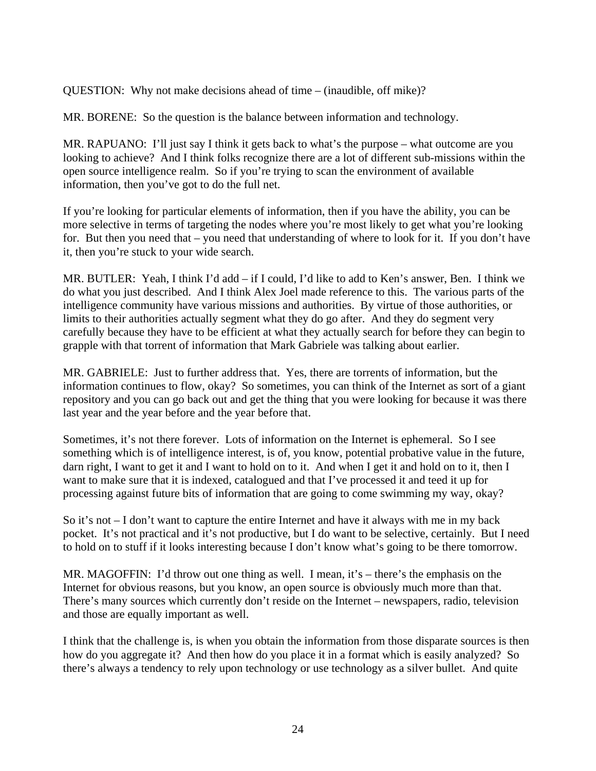QUESTION: Why not make decisions ahead of time – (inaudible, off mike)?

MR. BORENE: So the question is the balance between information and technology.

MR. RAPUANO: I'll just say I think it gets back to what's the purpose – what outcome are you looking to achieve? And I think folks recognize there are a lot of different sub-missions within the open source intelligence realm. So if you're trying to scan the environment of available information, then you've got to do the full net.

If you're looking for particular elements of information, then if you have the ability, you can be more selective in terms of targeting the nodes where you're most likely to get what you're looking for. But then you need that – you need that understanding of where to look for it. If you don't have it, then you're stuck to your wide search.

MR. BUTLER: Yeah, I think I'd add – if I could, I'd like to add to Ken's answer, Ben. I think we do what you just described. And I think Alex Joel made reference to this. The various parts of the intelligence community have various missions and authorities. By virtue of those authorities, or limits to their authorities actually segment what they do go after. And they do segment very carefully because they have to be efficient at what they actually search for before they can begin to grapple with that torrent of information that Mark Gabriele was talking about earlier.

MR. GABRIELE: Just to further address that. Yes, there are torrents of information, but the information continues to flow, okay? So sometimes, you can think of the Internet as sort of a giant repository and you can go back out and get the thing that you were looking for because it was there last year and the year before and the year before that.

Sometimes, it's not there forever. Lots of information on the Internet is ephemeral. So I see something which is of intelligence interest, is of, you know, potential probative value in the future, darn right, I want to get it and I want to hold on to it. And when I get it and hold on to it, then I want to make sure that it is indexed, catalogued and that I've processed it and teed it up for processing against future bits of information that are going to come swimming my way, okay?

So it's not – I don't want to capture the entire Internet and have it always with me in my back pocket. It's not practical and it's not productive, but I do want to be selective, certainly. But I need to hold on to stuff if it looks interesting because I don't know what's going to be there tomorrow.

MR. MAGOFFIN: I'd throw out one thing as well. I mean, it's – there's the emphasis on the Internet for obvious reasons, but you know, an open source is obviously much more than that. There's many sources which currently don't reside on the Internet – newspapers, radio, television and those are equally important as well.

I think that the challenge is, is when you obtain the information from those disparate sources is then how do you aggregate it? And then how do you place it in a format which is easily analyzed? So there's always a tendency to rely upon technology or use technology as a silver bullet. And quite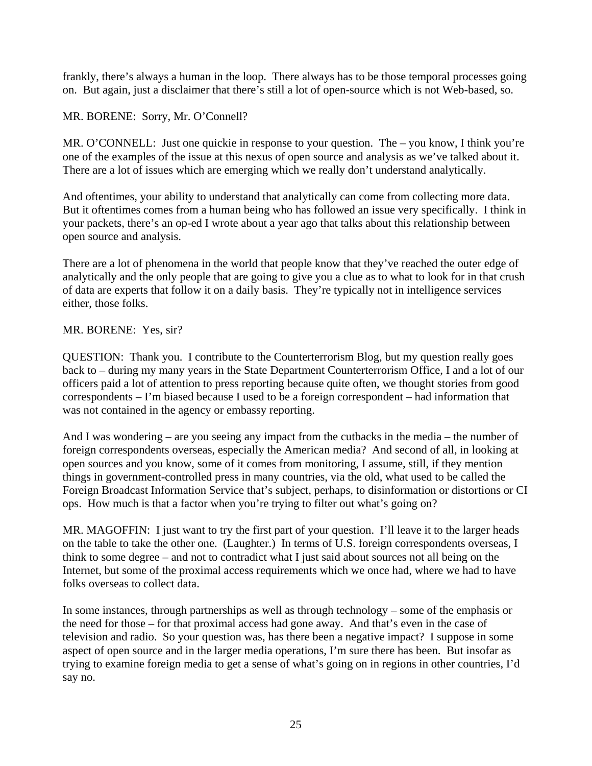frankly, there's always a human in the loop. There always has to be those temporal processes going on. But again, just a disclaimer that there's still a lot of open-source which is not Web-based, so.

MR. BORENE: Sorry, Mr. O'Connell?

MR. O'CONNELL: Just one quickie in response to your question. The – you know, I think you're one of the examples of the issue at this nexus of open source and analysis as we've talked about it. There are a lot of issues which are emerging which we really don't understand analytically.

And oftentimes, your ability to understand that analytically can come from collecting more data. But it oftentimes comes from a human being who has followed an issue very specifically. I think in your packets, there's an op-ed I wrote about a year ago that talks about this relationship between open source and analysis.

There are a lot of phenomena in the world that people know that they've reached the outer edge of analytically and the only people that are going to give you a clue as to what to look for in that crush of data are experts that follow it on a daily basis. They're typically not in intelligence services either, those folks.

MR. BORENE: Yes, sir?

QUESTION: Thank you. I contribute to the Counterterrorism Blog, but my question really goes back to – during my many years in the State Department Counterterrorism Office, I and a lot of our officers paid a lot of attention to press reporting because quite often, we thought stories from good correspondents – I'm biased because I used to be a foreign correspondent – had information that was not contained in the agency or embassy reporting.

And I was wondering – are you seeing any impact from the cutbacks in the media – the number of foreign correspondents overseas, especially the American media? And second of all, in looking at open sources and you know, some of it comes from monitoring, I assume, still, if they mention things in government-controlled press in many countries, via the old, what used to be called the Foreign Broadcast Information Service that's subject, perhaps, to disinformation or distortions or CI ops. How much is that a factor when you're trying to filter out what's going on?

MR. MAGOFFIN: I just want to try the first part of your question. I'll leave it to the larger heads on the table to take the other one. (Laughter.) In terms of U.S. foreign correspondents overseas, I think to some degree – and not to contradict what I just said about sources not all being on the Internet, but some of the proximal access requirements which we once had, where we had to have folks overseas to collect data.

In some instances, through partnerships as well as through technology – some of the emphasis or the need for those – for that proximal access had gone away. And that's even in the case of television and radio. So your question was, has there been a negative impact? I suppose in some aspect of open source and in the larger media operations, I'm sure there has been. But insofar as trying to examine foreign media to get a sense of what's going on in regions in other countries, I'd say no.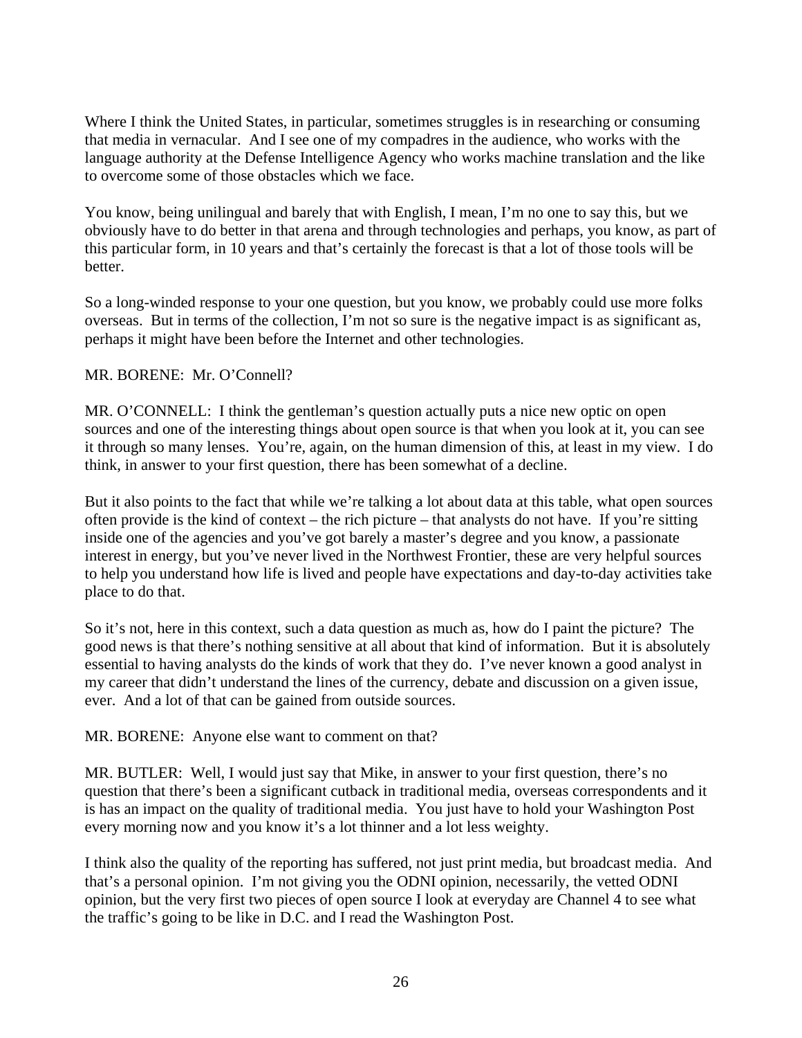Where I think the United States, in particular, sometimes struggles is in researching or consuming that media in vernacular. And I see one of my compadres in the audience, who works with the language authority at the Defense Intelligence Agency who works machine translation and the like to overcome some of those obstacles which we face.

You know, being unilingual and barely that with English, I mean, I'm no one to say this, but we obviously have to do better in that arena and through technologies and perhaps, you know, as part of this particular form, in 10 years and that's certainly the forecast is that a lot of those tools will be better.

So a long-winded response to your one question, but you know, we probably could use more folks overseas. But in terms of the collection, I'm not so sure is the negative impact is as significant as, perhaps it might have been before the Internet and other technologies.

MR. BORENE: Mr. O'Connell?

MR. O'CONNELL: I think the gentleman's question actually puts a nice new optic on open sources and one of the interesting things about open source is that when you look at it, you can see it through so many lenses. You're, again, on the human dimension of this, at least in my view. I do think, in answer to your first question, there has been somewhat of a decline.

But it also points to the fact that while we're talking a lot about data at this table, what open sources often provide is the kind of context – the rich picture – that analysts do not have. If you're sitting inside one of the agencies and you've got barely a master's degree and you know, a passionate interest in energy, but you've never lived in the Northwest Frontier, these are very helpful sources to help you understand how life is lived and people have expectations and day-to-day activities take place to do that.

So it's not, here in this context, such a data question as much as, how do I paint the picture? The good news is that there's nothing sensitive at all about that kind of information. But it is absolutely essential to having analysts do the kinds of work that they do. I've never known a good analyst in my career that didn't understand the lines of the currency, debate and discussion on a given issue, ever. And a lot of that can be gained from outside sources.

MR. BORENE: Anyone else want to comment on that?

MR. BUTLER: Well, I would just say that Mike, in answer to your first question, there's no question that there's been a significant cutback in traditional media, overseas correspondents and it is has an impact on the quality of traditional media. You just have to hold your Washington Post every morning now and you know it's a lot thinner and a lot less weighty.

I think also the quality of the reporting has suffered, not just print media, but broadcast media. And that's a personal opinion. I'm not giving you the ODNI opinion, necessarily, the vetted ODNI opinion, but the very first two pieces of open source I look at everyday are Channel 4 to see what the traffic's going to be like in D.C. and I read the Washington Post.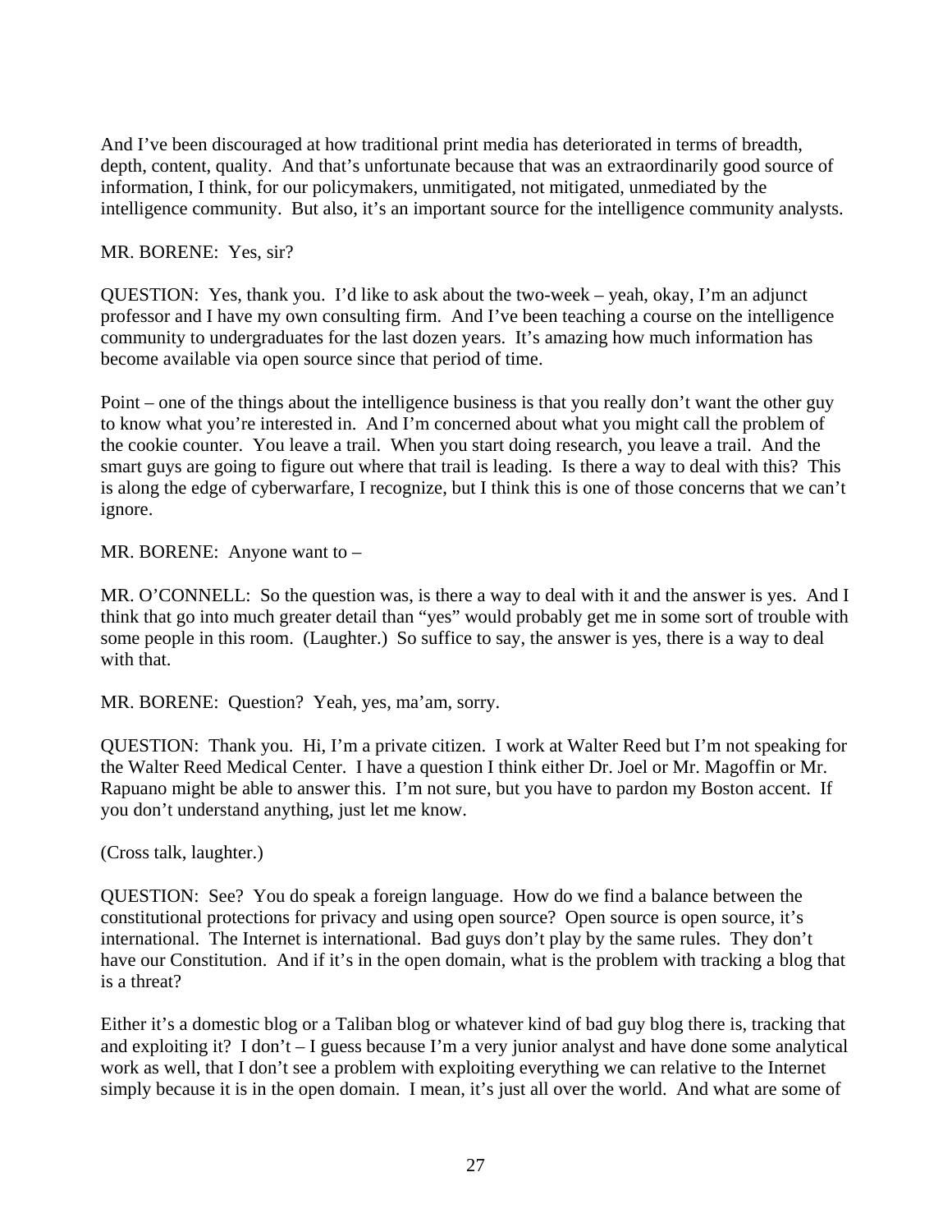And I've been discouraged at how traditional print media has deteriorated in terms of breadth, depth, content, quality. And that's unfortunate because that was an extraordinarily good source of information, I think, for our policymakers, unmitigated, not mitigated, unmediated by the intelligence community. But also, it's an important source for the intelligence community analysts.

MR. BORENE: Yes, sir?

QUESTION: Yes, thank you. I'd like to ask about the two-week – yeah, okay, I'm an adjunct professor and I have my own consulting firm. And I've been teaching a course on the intelligence community to undergraduates for the last dozen years. It's amazing how much information has become available via open source since that period of time.

Point – one of the things about the intelligence business is that you really don't want the other guy to know what you're interested in. And I'm concerned about what you might call the problem of the cookie counter. You leave a trail. When you start doing research, you leave a trail. And the smart guys are going to figure out where that trail is leading. Is there a way to deal with this? This is along the edge of cyberwarfare, I recognize, but I think this is one of those concerns that we can't ignore.

MR. BORENE: Anyone want to –

MR. O'CONNELL: So the question was, is there a way to deal with it and the answer is yes. And I think that go into much greater detail than "yes" would probably get me in some sort of trouble with some people in this room. (Laughter.) So suffice to say, the answer is yes, there is a way to deal with that.

MR. BORENE: Question? Yeah, yes, ma'am, sorry.

QUESTION: Thank you. Hi, I'm a private citizen. I work at Walter Reed but I'm not speaking for the Walter Reed Medical Center. I have a question I think either Dr. Joel or Mr. Magoffin or Mr. Rapuano might be able to answer this. I'm not sure, but you have to pardon my Boston accent. If you don't understand anything, just let me know.

(Cross talk, laughter.)

QUESTION: See? You do speak a foreign language. How do we find a balance between the constitutional protections for privacy and using open source? Open source is open source, it's international. The Internet is international. Bad guys don't play by the same rules. They don't have our Constitution. And if it's in the open domain, what is the problem with tracking a blog that is a threat?

Either it's a domestic blog or a Taliban blog or whatever kind of bad guy blog there is, tracking that and exploiting it? I don't – I guess because I'm a very junior analyst and have done some analytical work as well, that I don't see a problem with exploiting everything we can relative to the Internet simply because it is in the open domain. I mean, it's just all over the world. And what are some of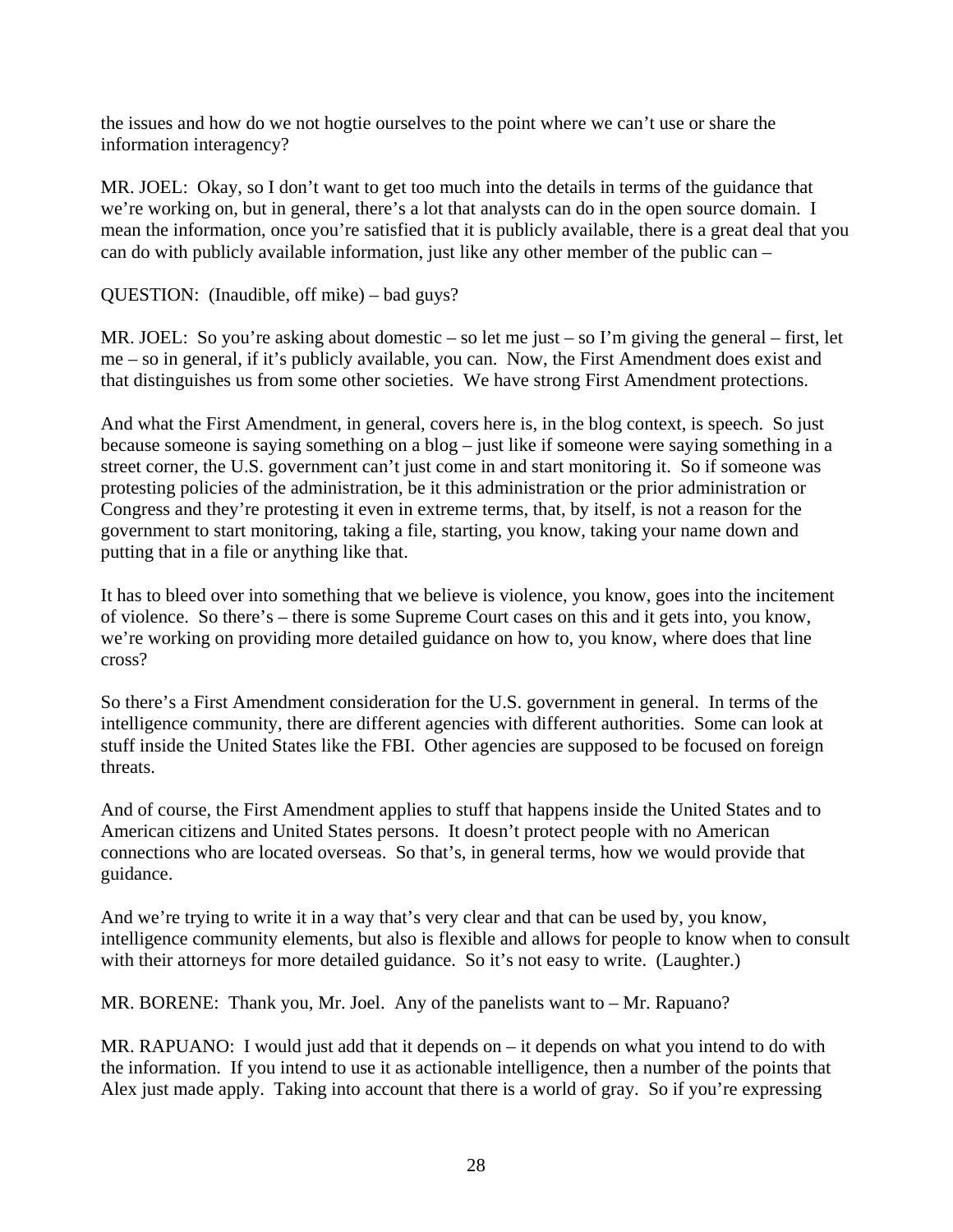the issues and how do we not hogtie ourselves to the point where we can't use or share the information interagency?

MR. JOEL: Okay, so I don't want to get too much into the details in terms of the guidance that we're working on, but in general, there's a lot that analysts can do in the open source domain. I mean the information, once you're satisfied that it is publicly available, there is a great deal that you can do with publicly available information, just like any other member of the public can –

QUESTION: (Inaudible, off mike) – bad guys?

MR. JOEL: So you're asking about domestic – so let me just – so I'm giving the general – first, let me – so in general, if it's publicly available, you can. Now, the First Amendment does exist and that distinguishes us from some other societies. We have strong First Amendment protections.

And what the First Amendment, in general, covers here is, in the blog context, is speech. So just because someone is saying something on a blog – just like if someone were saying something in a street corner, the U.S. government can't just come in and start monitoring it. So if someone was protesting policies of the administration, be it this administration or the prior administration or Congress and they're protesting it even in extreme terms, that, by itself, is not a reason for the government to start monitoring, taking a file, starting, you know, taking your name down and putting that in a file or anything like that.

It has to bleed over into something that we believe is violence, you know, goes into the incitement of violence. So there's – there is some Supreme Court cases on this and it gets into, you know, we're working on providing more detailed guidance on how to, you know, where does that line cross?

So there's a First Amendment consideration for the U.S. government in general. In terms of the intelligence community, there are different agencies with different authorities. Some can look at stuff inside the United States like the FBI. Other agencies are supposed to be focused on foreign threats.

And of course, the First Amendment applies to stuff that happens inside the United States and to American citizens and United States persons. It doesn't protect people with no American connections who are located overseas. So that's, in general terms, how we would provide that guidance.

And we're trying to write it in a way that's very clear and that can be used by, you know, intelligence community elements, but also is flexible and allows for people to know when to consult with their attorneys for more detailed guidance. So it's not easy to write. (Laughter.)

MR. BORENE: Thank you, Mr. Joel. Any of the panelists want to – Mr. Rapuano?

MR. RAPUANO: I would just add that it depends on – it depends on what you intend to do with the information. If you intend to use it as actionable intelligence, then a number of the points that Alex just made apply. Taking into account that there is a world of gray. So if you're expressing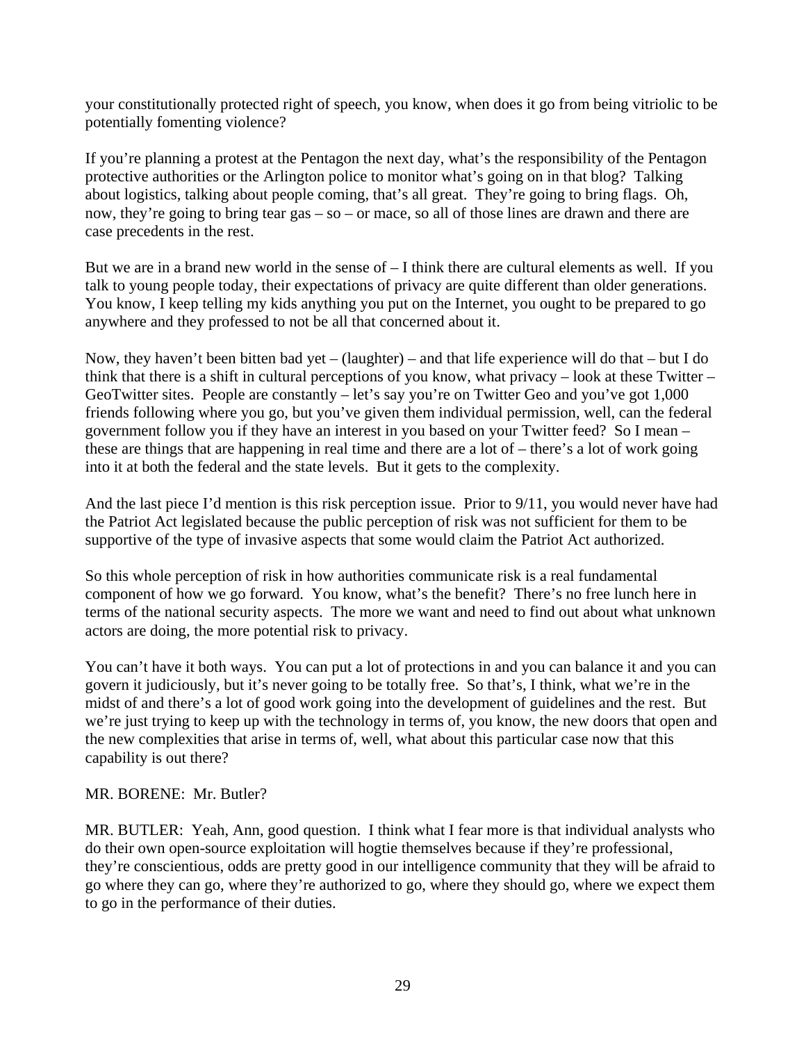your constitutionally protected right of speech, you know, when does it go from being vitriolic to be potentially fomenting violence?

If you're planning a protest at the Pentagon the next day, what's the responsibility of the Pentagon protective authorities or the Arlington police to monitor what's going on in that blog? Talking about logistics, talking about people coming, that's all great. They're going to bring flags. Oh, now, they're going to bring tear gas – so – or mace, so all of those lines are drawn and there are case precedents in the rest.

But we are in a brand new world in the sense of – I think there are cultural elements as well. If you talk to young people today, their expectations of privacy are quite different than older generations. You know, I keep telling my kids anything you put on the Internet, you ought to be prepared to go anywhere and they professed to not be all that concerned about it.

Now, they haven't been bitten bad yet – (laughter) – and that life experience will do that – but I do think that there is a shift in cultural perceptions of you know, what privacy – look at these Twitter – GeoTwitter sites. People are constantly – let's say you're on Twitter Geo and you've got 1,000 friends following where you go, but you've given them individual permission, well, can the federal government follow you if they have an interest in you based on your Twitter feed? So I mean – these are things that are happening in real time and there are a lot of – there's a lot of work going into it at both the federal and the state levels. But it gets to the complexity.

And the last piece I'd mention is this risk perception issue. Prior to 9/11, you would never have had the Patriot Act legislated because the public perception of risk was not sufficient for them to be supportive of the type of invasive aspects that some would claim the Patriot Act authorized.

So this whole perception of risk in how authorities communicate risk is a real fundamental component of how we go forward. You know, what's the benefit? There's no free lunch here in terms of the national security aspects. The more we want and need to find out about what unknown actors are doing, the more potential risk to privacy.

You can't have it both ways. You can put a lot of protections in and you can balance it and you can govern it judiciously, but it's never going to be totally free. So that's, I think, what we're in the midst of and there's a lot of good work going into the development of guidelines and the rest. But we're just trying to keep up with the technology in terms of, you know, the new doors that open and the new complexities that arise in terms of, well, what about this particular case now that this capability is out there?

MR. BORENE: Mr. Butler?

MR. BUTLER: Yeah, Ann, good question. I think what I fear more is that individual analysts who do their own open-source exploitation will hogtie themselves because if they're professional, they're conscientious, odds are pretty good in our intelligence community that they will be afraid to go where they can go, where they're authorized to go, where they should go, where we expect them to go in the performance of their duties.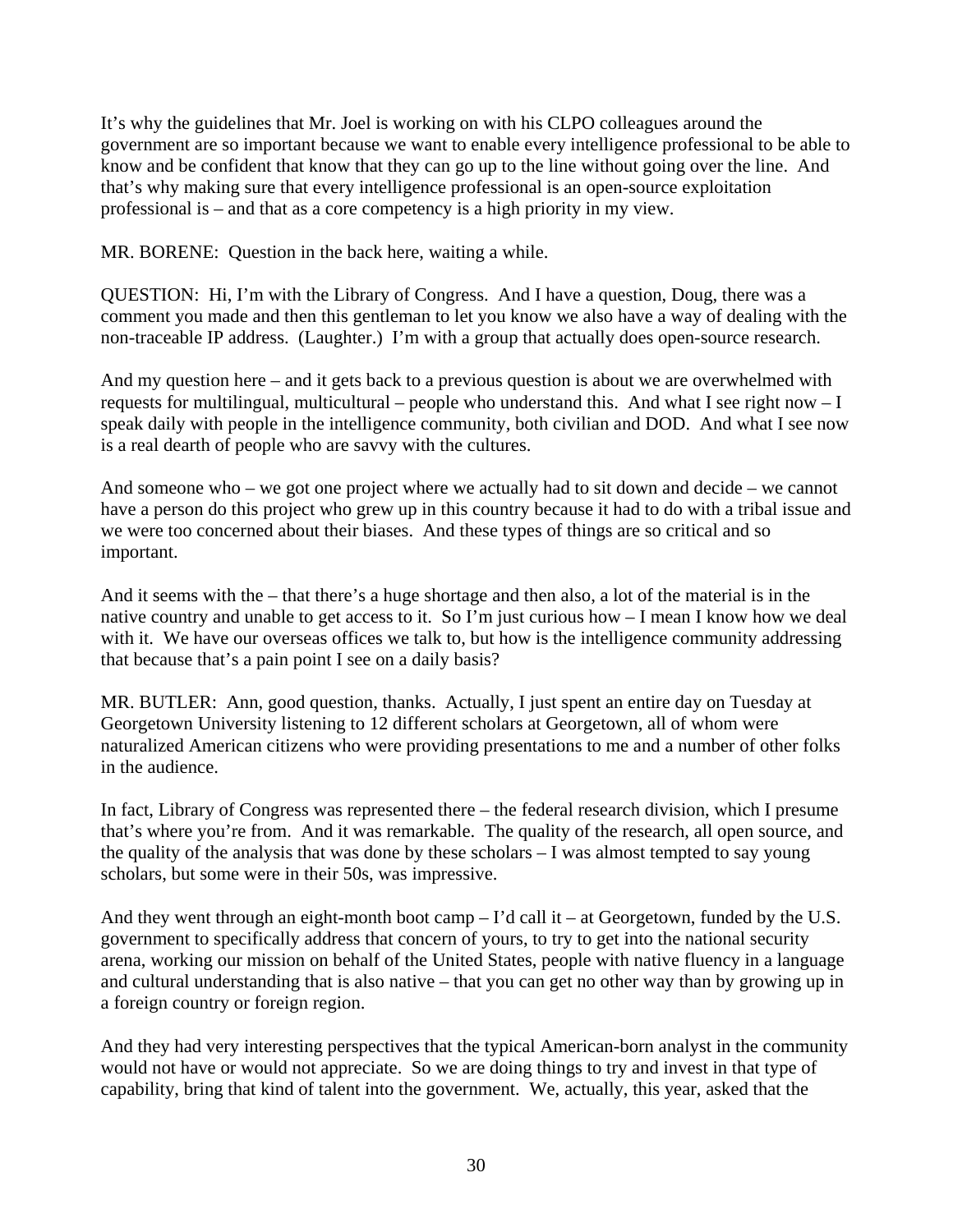It's why the guidelines that Mr. Joel is working on with his CLPO colleagues around the government are so important because we want to enable every intelligence professional to be able to know and be confident that know that they can go up to the line without going over the line. And that's why making sure that every intelligence professional is an open-source exploitation professional is – and that as a core competency is a high priority in my view.

MR. BORENE: Question in the back here, waiting a while.

QUESTION: Hi, I'm with the Library of Congress. And I have a question, Doug, there was a comment you made and then this gentleman to let you know we also have a way of dealing with the non-traceable IP address. (Laughter.) I'm with a group that actually does open-source research.

And my question here – and it gets back to a previous question is about we are overwhelmed with requests for multilingual, multicultural – people who understand this. And what I see right now – I speak daily with people in the intelligence community, both civilian and DOD. And what I see now is a real dearth of people who are savvy with the cultures.

And someone who – we got one project where we actually had to sit down and decide – we cannot have a person do this project who grew up in this country because it had to do with a tribal issue and we were too concerned about their biases. And these types of things are so critical and so important.

And it seems with the – that there's a huge shortage and then also, a lot of the material is in the native country and unable to get access to it. So I'm just curious how – I mean I know how we deal with it. We have our overseas offices we talk to, but how is the intelligence community addressing that because that's a pain point I see on a daily basis?

MR. BUTLER: Ann, good question, thanks. Actually, I just spent an entire day on Tuesday at Georgetown University listening to 12 different scholars at Georgetown, all of whom were naturalized American citizens who were providing presentations to me and a number of other folks in the audience.

In fact, Library of Congress was represented there – the federal research division, which I presume that's where you're from. And it was remarkable. The quality of the research, all open source, and the quality of the analysis that was done by these scholars – I was almost tempted to say young scholars, but some were in their 50s, was impressive.

And they went through an eight-month boot camp – I'd call it – at Georgetown, funded by the U.S. government to specifically address that concern of yours, to try to get into the national security arena, working our mission on behalf of the United States, people with native fluency in a language and cultural understanding that is also native – that you can get no other way than by growing up in a foreign country or foreign region.

And they had very interesting perspectives that the typical American-born analyst in the community would not have or would not appreciate. So we are doing things to try and invest in that type of capability, bring that kind of talent into the government. We, actually, this year, asked that the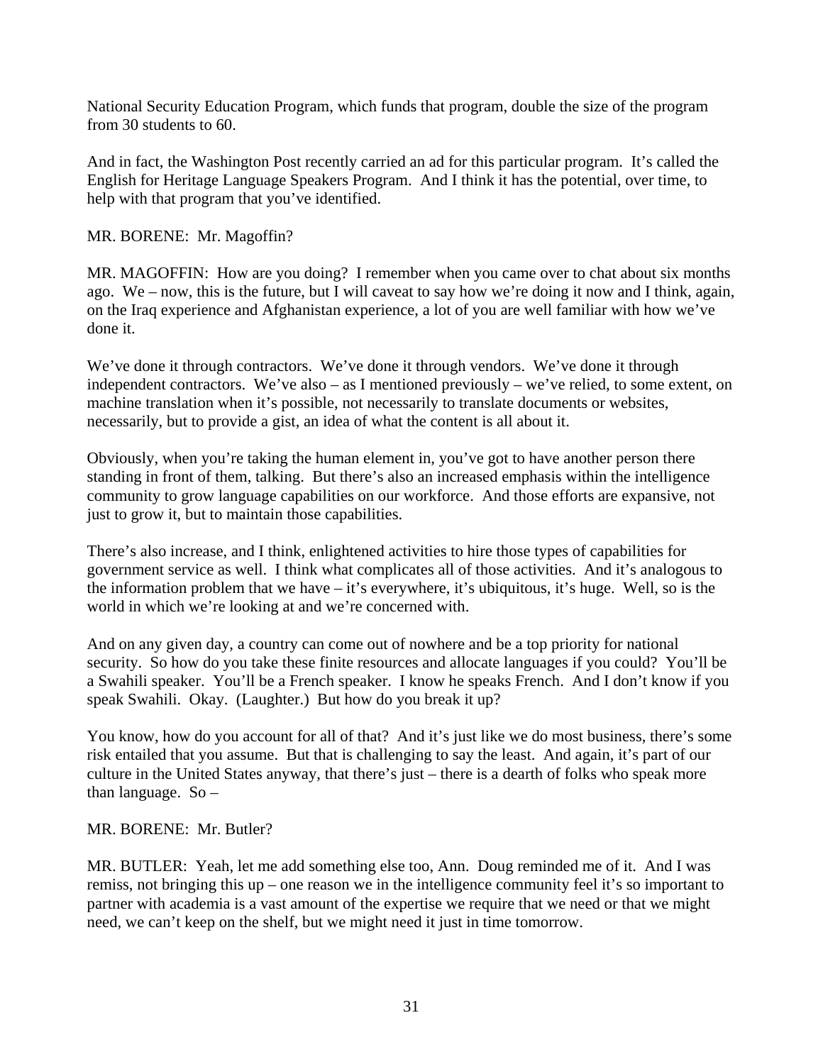National Security Education Program, which funds that program, double the size of the program from 30 students to 60.

And in fact, the Washington Post recently carried an ad for this particular program. It's called the English for Heritage Language Speakers Program. And I think it has the potential, over time, to help with that program that you've identified.

MR. BORENE: Mr. Magoffin?

MR. MAGOFFIN: How are you doing? I remember when you came over to chat about six months ago. We – now, this is the future, but I will caveat to say how we're doing it now and I think, again, on the Iraq experience and Afghanistan experience, a lot of you are well familiar with how we've done it.

We've done it through contractors. We've done it through vendors. We've done it through independent contractors. We've also – as I mentioned previously – we've relied, to some extent, on machine translation when it's possible, not necessarily to translate documents or websites, necessarily, but to provide a gist, an idea of what the content is all about it.

Obviously, when you're taking the human element in, you've got to have another person there standing in front of them, talking. But there's also an increased emphasis within the intelligence community to grow language capabilities on our workforce. And those efforts are expansive, not just to grow it, but to maintain those capabilities.

There's also increase, and I think, enlightened activities to hire those types of capabilities for government service as well. I think what complicates all of those activities. And it's analogous to the information problem that we have – it's everywhere, it's ubiquitous, it's huge. Well, so is the world in which we're looking at and we're concerned with.

And on any given day, a country can come out of nowhere and be a top priority for national security. So how do you take these finite resources and allocate languages if you could? You'll be a Swahili speaker. You'll be a French speaker. I know he speaks French. And I don't know if you speak Swahili. Okay. (Laughter.) But how do you break it up?

You know, how do you account for all of that? And it's just like we do most business, there's some risk entailed that you assume. But that is challenging to say the least. And again, it's part of our culture in the United States anyway, that there's just – there is a dearth of folks who speak more than language. So –

MR. BORENE: Mr. Butler?

MR. BUTLER: Yeah, let me add something else too, Ann. Doug reminded me of it. And I was remiss, not bringing this up – one reason we in the intelligence community feel it's so important to partner with academia is a vast amount of the expertise we require that we need or that we might need, we can't keep on the shelf, but we might need it just in time tomorrow.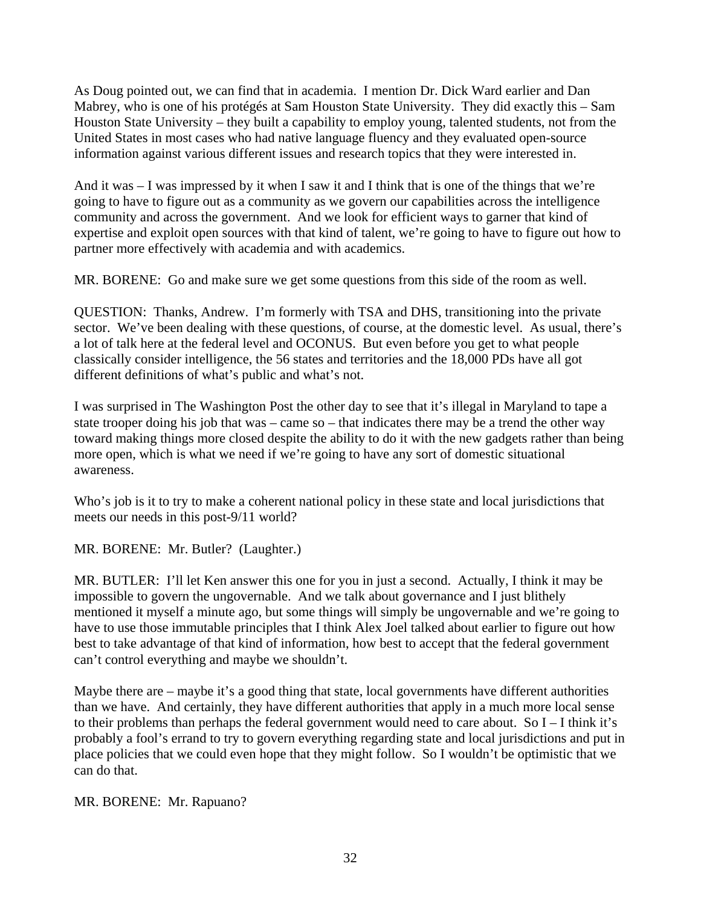As Doug pointed out, we can find that in academia. I mention Dr. Dick Ward earlier and Dan Mabrey, who is one of his protégés at Sam Houston State University. They did exactly this – Sam Houston State University – they built a capability to employ young, talented students, not from the United States in most cases who had native language fluency and they evaluated open-source information against various different issues and research topics that they were interested in.

And it was – I was impressed by it when I saw it and I think that is one of the things that we're going to have to figure out as a community as we govern our capabilities across the intelligence community and across the government. And we look for efficient ways to garner that kind of expertise and exploit open sources with that kind of talent, we're going to have to figure out how to partner more effectively with academia and with academics.

MR. BORENE: Go and make sure we get some questions from this side of the room as well.

QUESTION: Thanks, Andrew. I'm formerly with TSA and DHS, transitioning into the private sector. We've been dealing with these questions, of course, at the domestic level. As usual, there's a lot of talk here at the federal level and OCONUS. But even before you get to what people classically consider intelligence, the 56 states and territories and the 18,000 PDs have all got different definitions of what's public and what's not.

I was surprised in The Washington Post the other day to see that it's illegal in Maryland to tape a state trooper doing his job that was – came so – that indicates there may be a trend the other way toward making things more closed despite the ability to do it with the new gadgets rather than being more open, which is what we need if we're going to have any sort of domestic situational awareness.

Who's job is it to try to make a coherent national policy in these state and local jurisdictions that meets our needs in this post-9/11 world?

MR. BORENE: Mr. Butler? (Laughter.)

MR. BUTLER: I'll let Ken answer this one for you in just a second. Actually, I think it may be impossible to govern the ungovernable. And we talk about governance and I just blithely mentioned it myself a minute ago, but some things will simply be ungovernable and we're going to have to use those immutable principles that I think Alex Joel talked about earlier to figure out how best to take advantage of that kind of information, how best to accept that the federal government can't control everything and maybe we shouldn't.

Maybe there are – maybe it's a good thing that state, local governments have different authorities than we have. And certainly, they have different authorities that apply in a much more local sense to their problems than perhaps the federal government would need to care about. So I – I think it's probably a fool's errand to try to govern everything regarding state and local jurisdictions and put in place policies that we could even hope that they might follow. So I wouldn't be optimistic that we can do that.

MR. BORENE: Mr. Rapuano?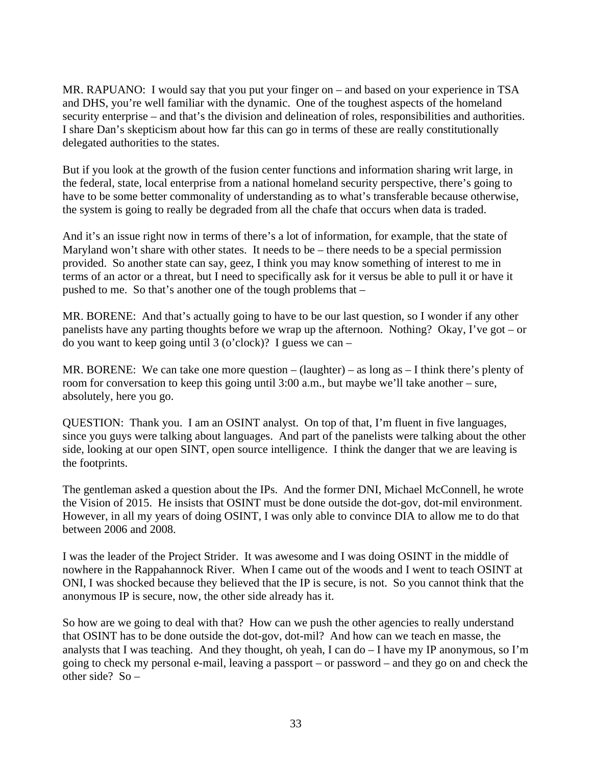MR. RAPUANO: I would say that you put your finger on – and based on your experience in TSA and DHS, you're well familiar with the dynamic. One of the toughest aspects of the homeland security enterprise – and that's the division and delineation of roles, responsibilities and authorities. I share Dan's skepticism about how far this can go in terms of these are really constitutionally delegated authorities to the states.

But if you look at the growth of the fusion center functions and information sharing writ large, in the federal, state, local enterprise from a national homeland security perspective, there's going to have to be some better commonality of understanding as to what's transferable because otherwise, the system is going to really be degraded from all the chafe that occurs when data is traded.

And it's an issue right now in terms of there's a lot of information, for example, that the state of Maryland won't share with other states. It needs to be – there needs to be a special permission provided. So another state can say, geez, I think you may know something of interest to me in terms of an actor or a threat, but I need to specifically ask for it versus be able to pull it or have it pushed to me. So that's another one of the tough problems that –

MR. BORENE: And that's actually going to have to be our last question, so I wonder if any other panelists have any parting thoughts before we wrap up the afternoon. Nothing? Okay, I've got – or do you want to keep going until 3 (o'clock)? I guess we can –

MR. BORENE: We can take one more question – (laughter) – as long as – I think there's plenty of room for conversation to keep this going until 3:00 a.m., but maybe we'll take another – sure, absolutely, here you go.

QUESTION: Thank you. I am an OSINT analyst. On top of that, I'm fluent in five languages, since you guys were talking about languages. And part of the panelists were talking about the other side, looking at our open SINT, open source intelligence. I think the danger that we are leaving is the footprints.

The gentleman asked a question about the IPs. And the former DNI, Michael McConnell, he wrote the Vision of 2015. He insists that OSINT must be done outside the dot-gov, dot-mil environment. However, in all my years of doing OSINT, I was only able to convince DIA to allow me to do that between 2006 and 2008.

I was the leader of the Project Strider. It was awesome and I was doing OSINT in the middle of nowhere in the Rappahannock River. When I came out of the woods and I went to teach OSINT at ONI, I was shocked because they believed that the IP is secure, is not. So you cannot think that the anonymous IP is secure, now, the other side already has it.

So how are we going to deal with that? How can we push the other agencies to really understand that OSINT has to be done outside the dot-gov, dot-mil? And how can we teach en masse, the analysts that I was teaching. And they thought, oh yeah, I can do – I have my IP anonymous, so I'm going to check my personal e-mail, leaving a passport – or password – and they go on and check the other side? So –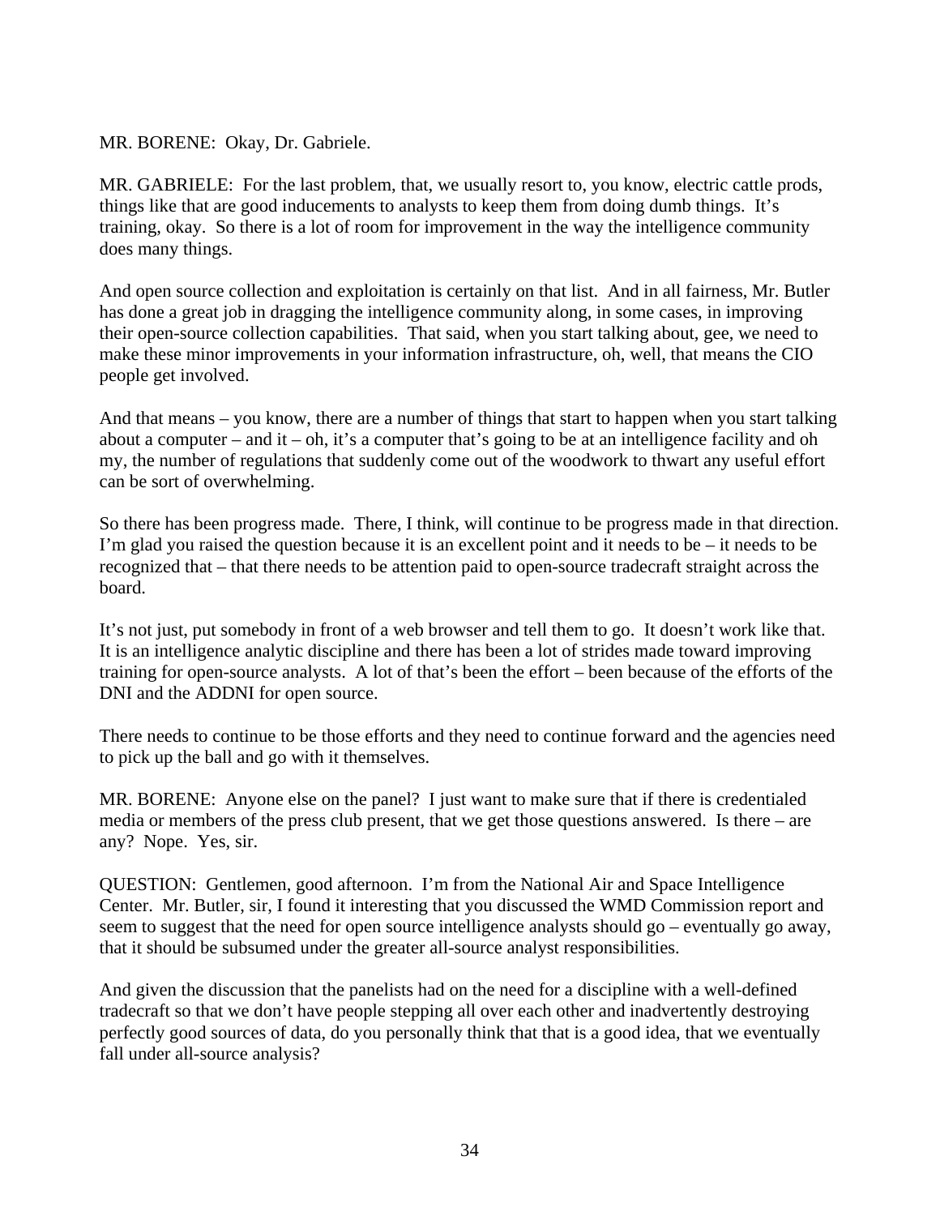MR. BORENE: Okay, Dr. Gabriele.

MR. GABRIELE: For the last problem, that, we usually resort to, you know, electric cattle prods, things like that are good inducements to analysts to keep them from doing dumb things. It's training, okay. So there is a lot of room for improvement in the way the intelligence community does many things.

And open source collection and exploitation is certainly on that list. And in all fairness, Mr. Butler has done a great job in dragging the intelligence community along, in some cases, in improving their open-source collection capabilities. That said, when you start talking about, gee, we need to make these minor improvements in your information infrastructure, oh, well, that means the CIO people get involved.

And that means – you know, there are a number of things that start to happen when you start talking about a computer – and it – oh, it's a computer that's going to be at an intelligence facility and oh my, the number of regulations that suddenly come out of the woodwork to thwart any useful effort can be sort of overwhelming.

So there has been progress made. There, I think, will continue to be progress made in that direction. I'm glad you raised the question because it is an excellent point and it needs to be – it needs to be recognized that – that there needs to be attention paid to open-source tradecraft straight across the board.

It's not just, put somebody in front of a web browser and tell them to go. It doesn't work like that. It is an intelligence analytic discipline and there has been a lot of strides made toward improving training for open-source analysts. A lot of that's been the effort – been because of the efforts of the DNI and the ADDNI for open source.

There needs to continue to be those efforts and they need to continue forward and the agencies need to pick up the ball and go with it themselves.

MR. BORENE: Anyone else on the panel? I just want to make sure that if there is credentialed media or members of the press club present, that we get those questions answered. Is there – are any? Nope. Yes, sir.

QUESTION: Gentlemen, good afternoon. I'm from the National Air and Space Intelligence Center. Mr. Butler, sir, I found it interesting that you discussed the WMD Commission report and seem to suggest that the need for open source intelligence analysts should go – eventually go away, that it should be subsumed under the greater all-source analyst responsibilities.

And given the discussion that the panelists had on the need for a discipline with a well-defined tradecraft so that we don't have people stepping all over each other and inadvertently destroying perfectly good sources of data, do you personally think that that is a good idea, that we eventually fall under all-source analysis?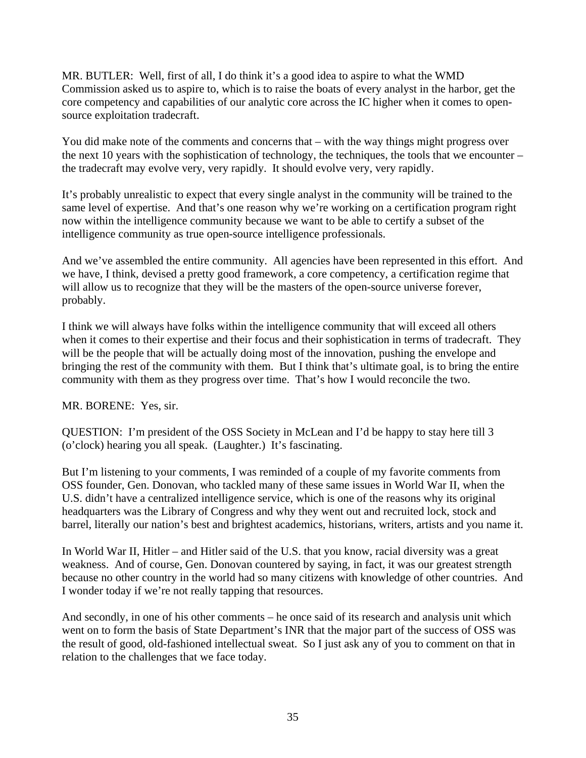MR. BUTLER: Well, first of all, I do think it's a good idea to aspire to what the WMD Commission asked us to aspire to, which is to raise the boats of every analyst in the harbor, get the core competency and capabilities of our analytic core across the IC higher when it comes to open-source exploitation tradecraft.

You did make note of the comments and concerns that – with the way things might progress over the next 10 years with the sophistication of technology, the techniques, the tools that we encounter – the tradecraft may evolve very, very rapidly. It should evolve very, very rapidly.

It's probably unrealistic to expect that every single analyst in the community will be trained to the same level of expertise. And that's one reason why we're working on a certification program right now within the intelligence community because we want to be able to certify a subset of the intelligence community as true open-source intelligence professionals.

And we've assembled the entire community. All agencies have been represented in this effort. And we have, I think, devised a pretty good framework, a core competency, a certification regime that will allow us to recognize that they will be the masters of the open-source universe forever, probably.

I think we will always have folks within the intelligence community that will exceed all others when it comes to their expertise and their focus and their sophistication in terms of tradecraft. They will be the people that will be actually doing most of the innovation, pushing the envelope and bringing the rest of the community with them. But I think that's ultimate goal, is to bring the entire community with them as they progress over time. That's how I would reconcile the two.

MR. BORENE: Yes, sir.

QUESTION: I'm president of the OSS Society in McLean and I'd be happy to stay here till 3 (o'clock) hearing you all speak. (Laughter.) It's fascinating.

But I'm listening to your comments, I was reminded of a couple of my favorite comments from OSS founder, Gen. Donovan, who tackled many of these same issues in World War II, when the U.S. didn't have a centralized intelligence service, which is one of the reasons why its original headquarters was the Library of Congress and why they went out and recruited lock, stock and barrel, literally our nation's best and brightest academics, historians, writers, artists and you name it.

In World War II, Hitler – and Hitler said of the U.S. that you know, racial diversity was a great weakness. And of course, Gen. Donovan countered by saying, in fact, it was our greatest strength because no other country in the world had so many citizens with knowledge of other countries. And I wonder today if we're not really tapping that resources.

And secondly, in one of his other comments – he once said of its research and analysis unit which went on to form the basis of State Department's INR that the major part of the success of OSS was the result of good, old-fashioned intellectual sweat. So I just ask any of you to comment on that in relation to the challenges that we face today.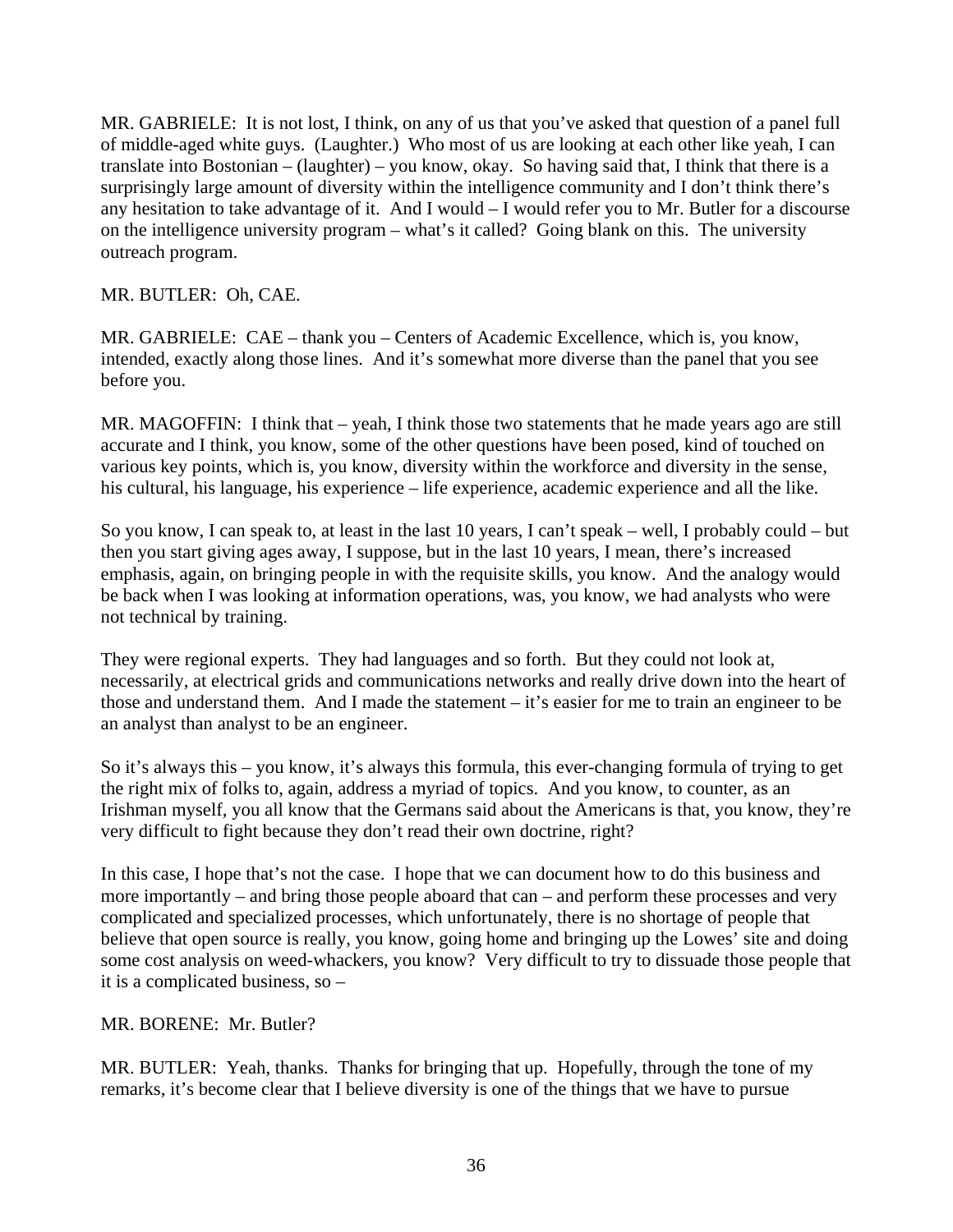MR. GABRIELE: It is not lost, I think, on any of us that you've asked that question of a panel full of middle-aged white guys. (Laughter.) Who most of us are looking at each other like yeah, I can translate into Bostonian – (laughter) – you know, okay. So having said that, I think that there is a surprisingly large amount of diversity within the intelligence community and I don't think there's any hesitation to take advantage of it. And I would – I would refer you to Mr. Butler for a discourse on the intelligence university program – what's it called? Going blank on this. The university outreach program.

MR. BUTLER: Oh, CAE.

MR. GABRIELE: CAE – thank you – Centers of Academic Excellence, which is, you know, intended, exactly along those lines. And it's somewhat more diverse than the panel that you see before you.

MR. MAGOFFIN: I think that – yeah, I think those two statements that he made years ago are still accurate and I think, you know, some of the other questions have been posed, kind of touched on various key points, which is, you know, diversity within the workforce and diversity in the sense, his cultural, his language, his experience – life experience, academic experience and all the like.

So you know, I can speak to, at least in the last 10 years, I can't speak – well, I probably could – but then you start giving ages away, I suppose, but in the last 10 years, I mean, there's increased emphasis, again, on bringing people in with the requisite skills, you know. And the analogy would be back when I was looking at information operations, was, you know, we had analysts who were not technical by training.

They were regional experts. They had languages and so forth. But they could not look at, necessarily, at electrical grids and communications networks and really drive down into the heart of those and understand them. And I made the statement – it's easier for me to train an engineer to be an analyst than analyst to be an engineer.

So it's always this – you know, it's always this formula, this ever-changing formula of trying to get the right mix of folks to, again, address a myriad of topics. And you know, to counter, as an Irishman myself, you all know that the Germans said about the Americans is that, you know, they're very difficult to fight because they don't read their own doctrine, right?

In this case, I hope that's not the case. I hope that we can document how to do this business and more importantly – and bring those people aboard that can – and perform these processes and very complicated and specialized processes, which unfortunately, there is no shortage of people that believe that open source is really, you know, going home and bringing up the Lowes' site and doing some cost analysis on weed-whackers, you know? Very difficult to try to dissuade those people that it is a complicated business, so –

MR. BORENE: Mr. Butler?

MR. BUTLER: Yeah, thanks. Thanks for bringing that up. Hopefully, through the tone of my remarks, it's become clear that I believe diversity is one of the things that we have to pursue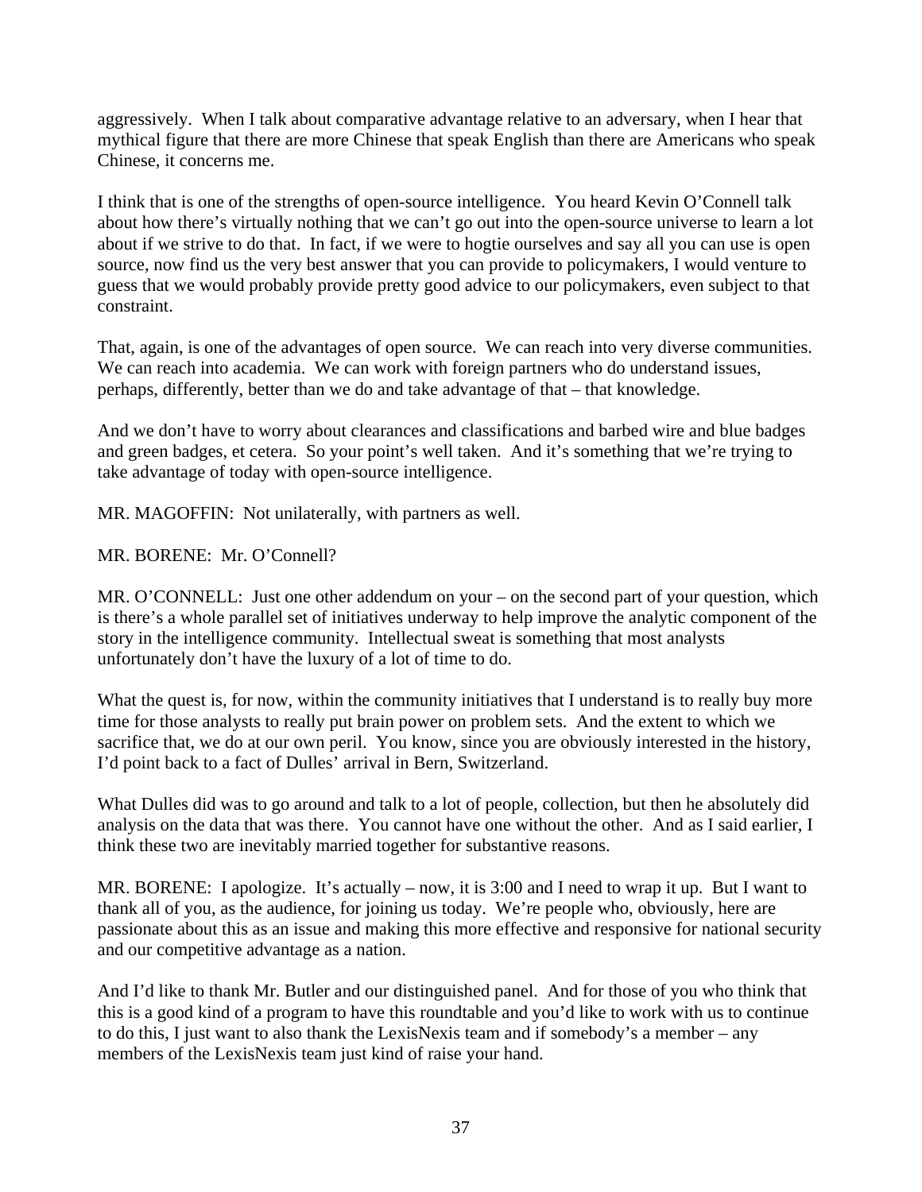aggressively. When I talk about comparative advantage relative to an adversary, when I hear that mythical figure that there are more Chinese that speak English than there are Americans who speak Chinese, it concerns me.

I think that is one of the strengths of open-source intelligence. You heard Kevin O'Connell talk about how there's virtually nothing that we can't go out into the open-source universe to learn a lot about if we strive to do that. In fact, if we were to hogtie ourselves and say all you can use is open source, now find us the very best answer that you can provide to policymakers, I would venture to guess that we would probably provide pretty good advice to our policymakers, even subject to that constraint.

That, again, is one of the advantages of open source. We can reach into very diverse communities. We can reach into academia. We can work with foreign partners who do understand issues, perhaps, differently, better than we do and take advantage of that – that knowledge.

And we don't have to worry about clearances and classifications and barbed wire and blue badges and green badges, et cetera. So your point's well taken. And it's something that we're trying to take advantage of today with open-source intelligence.

MR. MAGOFFIN: Not unilaterally, with partners as well.

MR. BORENE: Mr. O'Connell?

MR. O'CONNELL: Just one other addendum on your – on the second part of your question, which is there's a whole parallel set of initiatives underway to help improve the analytic component of the story in the intelligence community. Intellectual sweat is something that most analysts unfortunately don't have the luxury of a lot of time to do.

What the quest is, for now, within the community initiatives that I understand is to really buy more time for those analysts to really put brain power on problem sets. And the extent to which we sacrifice that, we do at our own peril. You know, since you are obviously interested in the history, I'd point back to a fact of Dulles' arrival in Bern, Switzerland.

What Dulles did was to go around and talk to a lot of people, collection, but then he absolutely did analysis on the data that was there. You cannot have one without the other. And as I said earlier, I think these two are inevitably married together for substantive reasons.

MR. BORENE: I apologize. It's actually – now, it is 3:00 and I need to wrap it up. But I want to thank all of you, as the audience, for joining us today. We're people who, obviously, here are passionate about this as an issue and making this more effective and responsive for national security and our competitive advantage as a nation.

And I'd like to thank Mr. Butler and our distinguished panel. And for those of you who think that this is a good kind of a program to have this roundtable and you'd like to work with us to continue to do this, I just want to also thank the LexisNexis team and if somebody's a member – any members of the LexisNexis team just kind of raise your hand.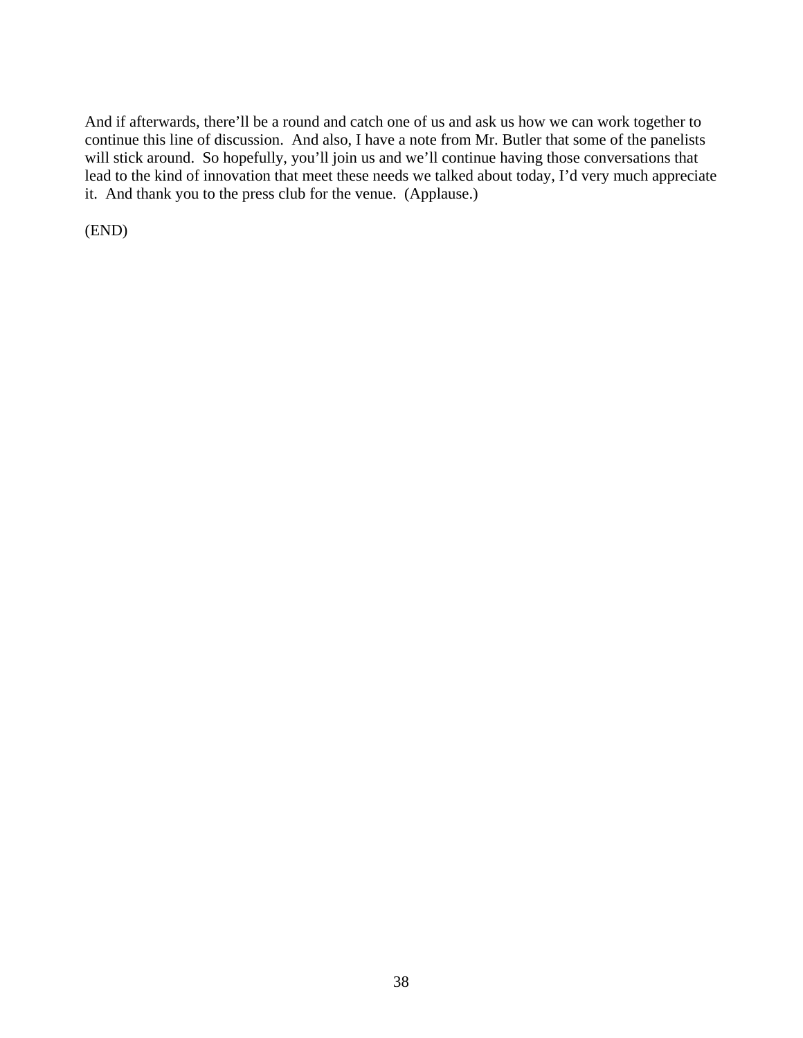And if afterwards, there'll be a round and catch one of us and ask us how we can work together to continue this line of discussion. And also, I have a note from Mr. Butler that some of the panelists will stick around. So hopefully, you'll join us and we'll continue having those conversations that lead to the kind of innovation that meet these needs we talked about today, I'd very much appreciate it. And thank you to the press club for the venue. (Applause.)

(END)